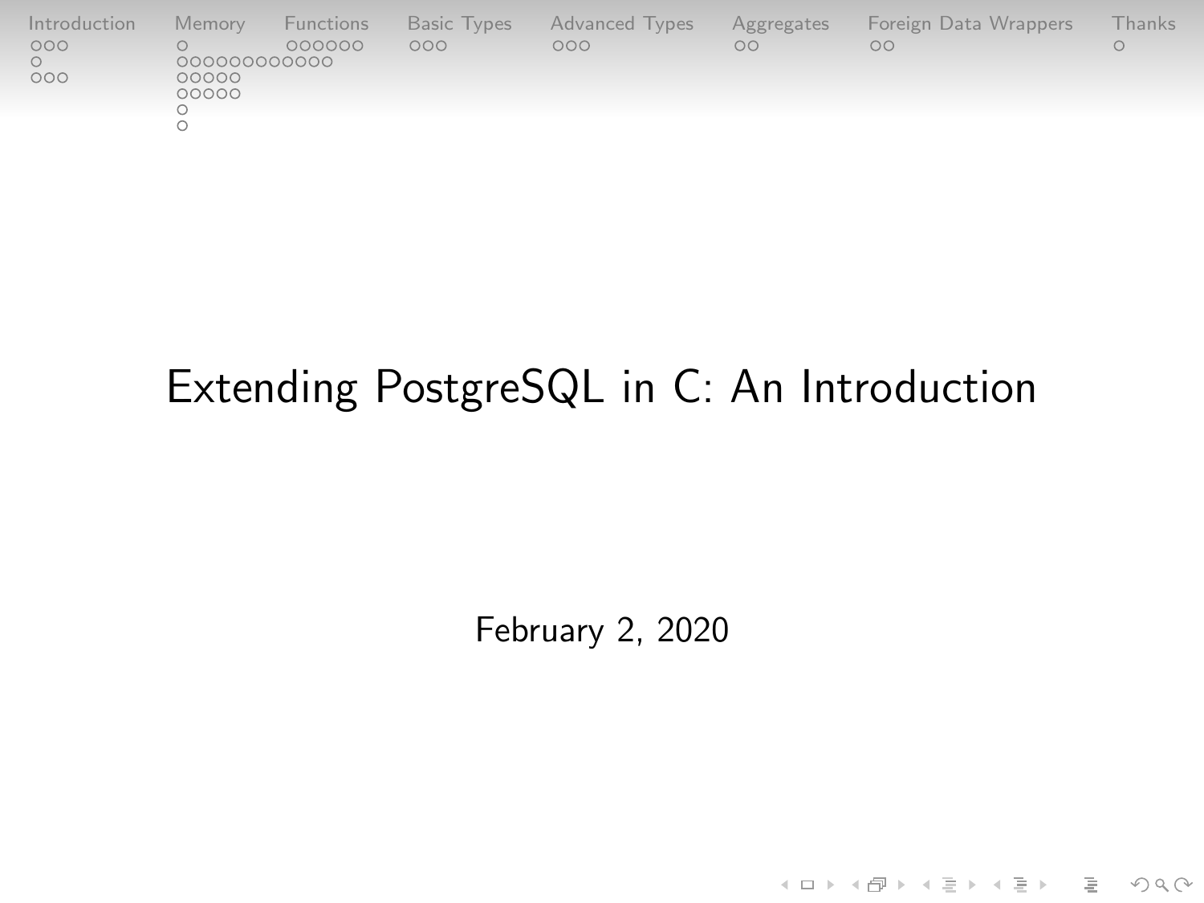# Extending PostgreSQL in C: An Introduction

February 2, 2020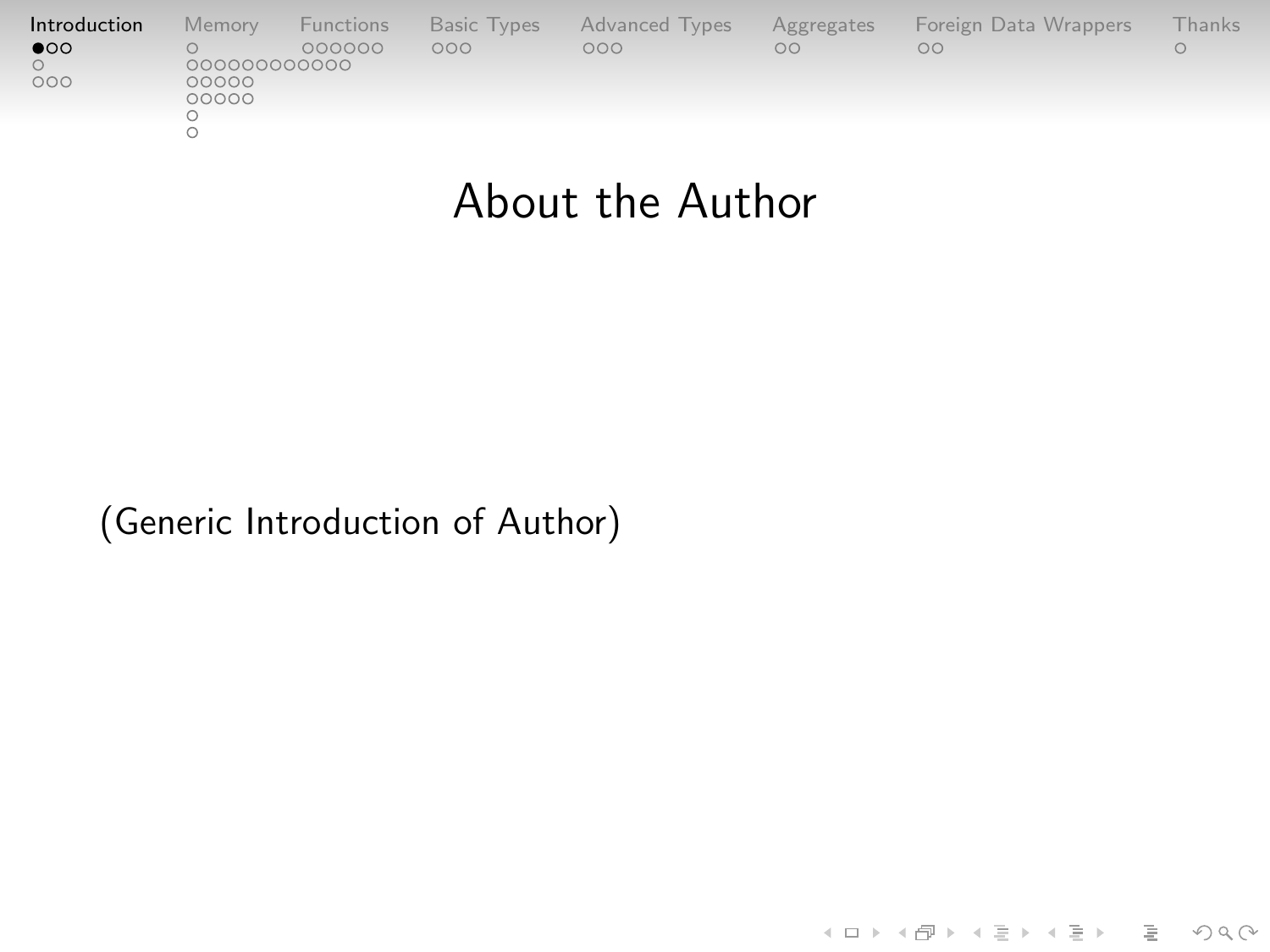# About the Author

(Generic Introduction of Author)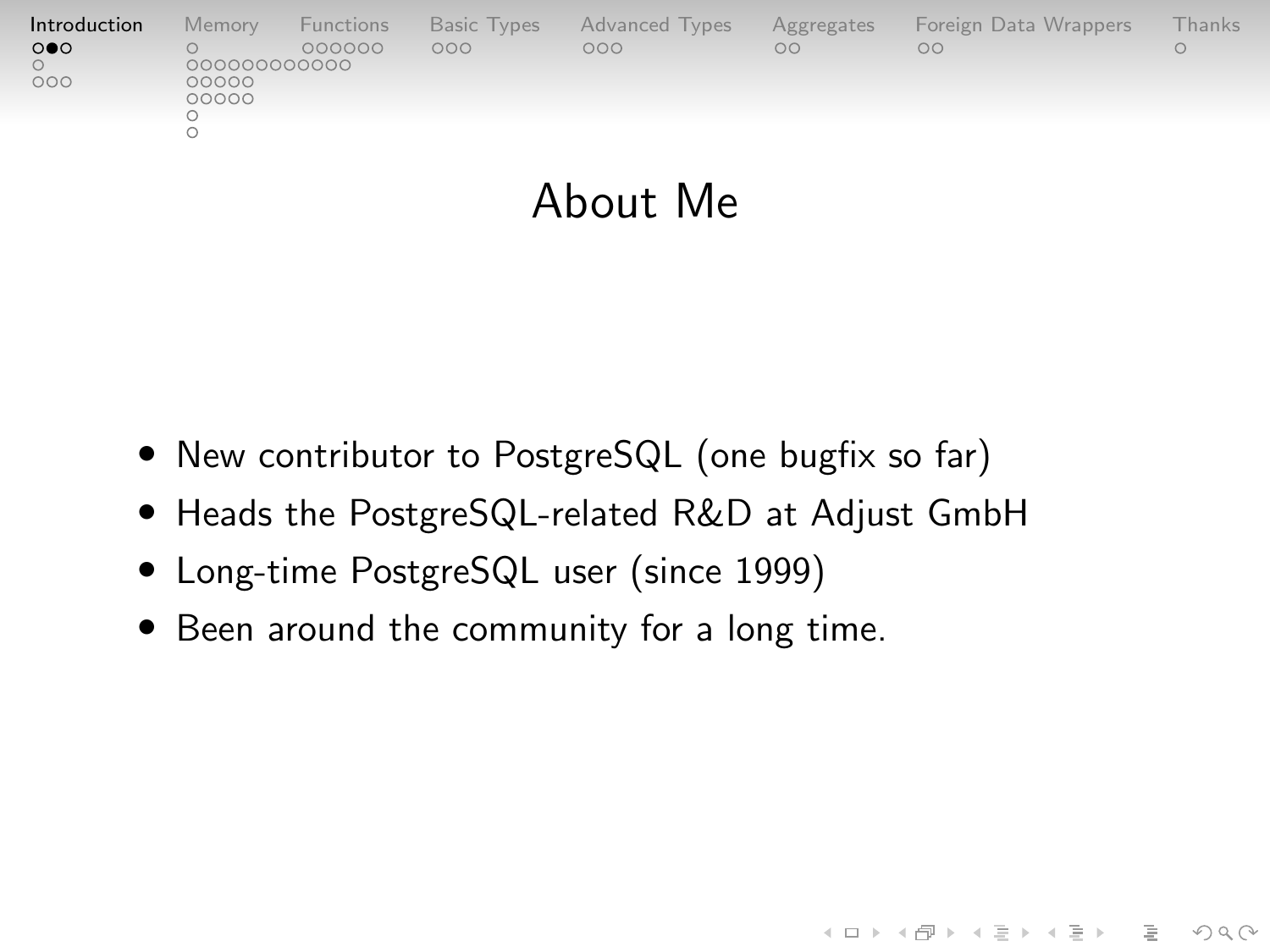# About Me

- New contributor to PostgreSQL (one bugfix so far)
- Heads the PostgreSQL-related R&D at Adjust GmbH
- Long-time PostgreSQL user (since 1999)
- Been around the community for a long time.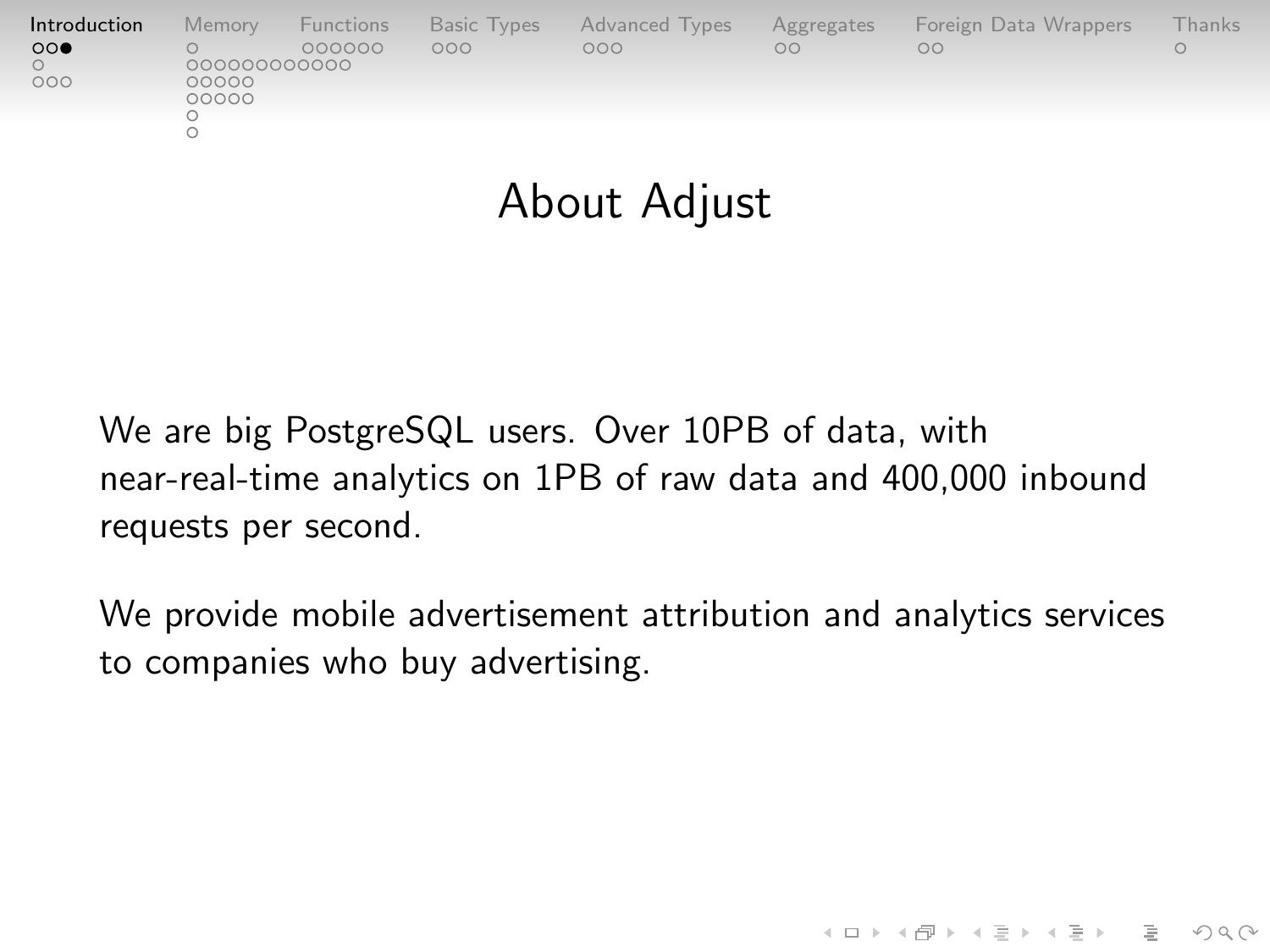# About Adjust

We are big PostgreSQL users. Over 10PB of data, with near-real-time analytics on 1PB of raw data and 400,000 inbound requests per second.

We provide mobile advertisement attribution and analytics services to companies who buy advertising.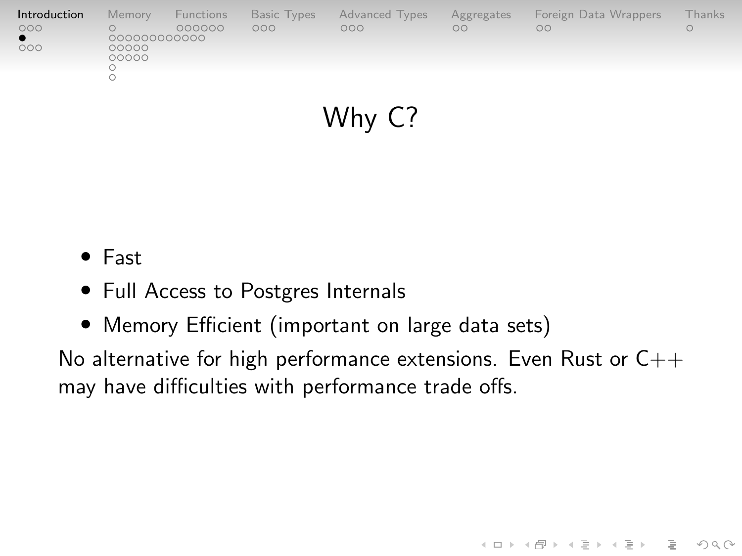# Why C?

- Fast
- Full Access to Postgres Internals
- Memory Efficient (important on large data sets)

No alternative for high performance extensions. Even Rust or C++ may have difficulties with performance trade offs.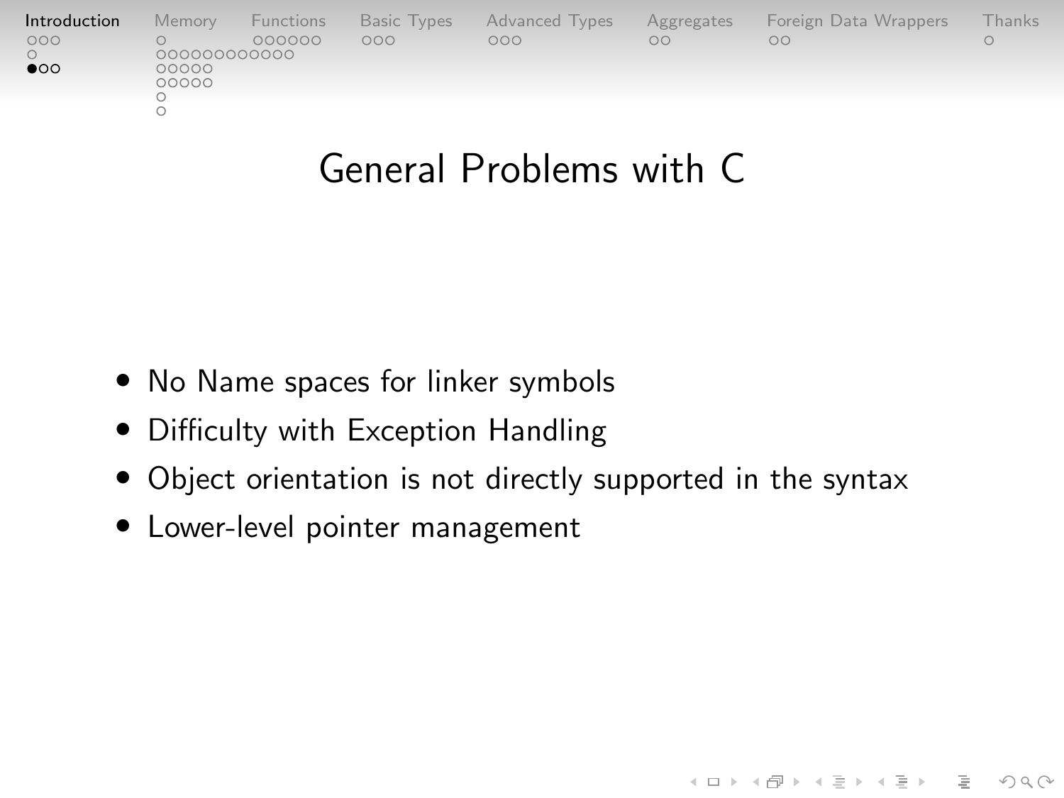# General Problems with C

- No Name spaces for linker symbols
- Difficulty with Exception Handling
- Object orientation is not directly supported in the syntax
- Lower-level pointer management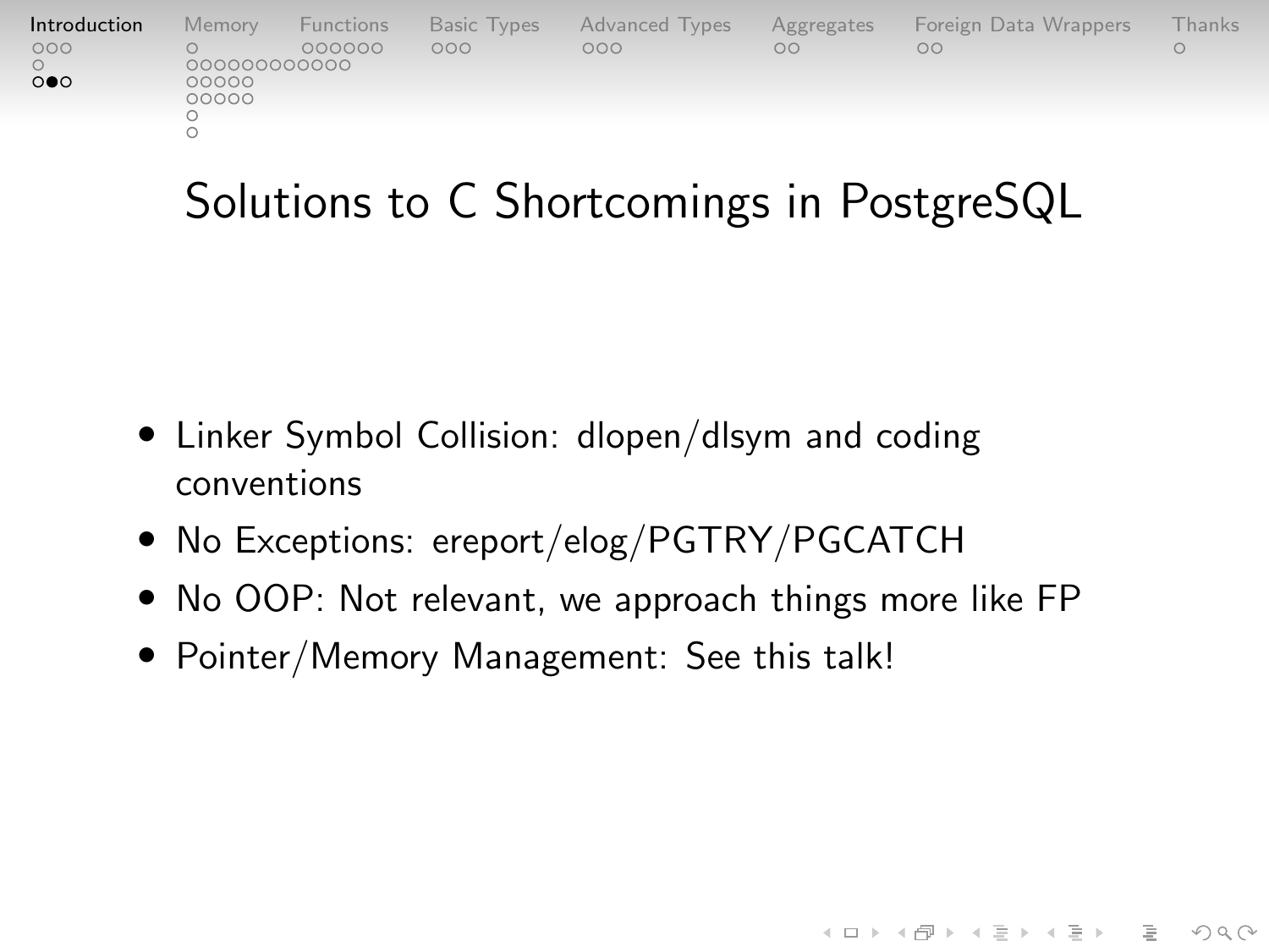# Solutions to C Shortcomings in PostgreSQL

- Linker Symbol Collision: dlopen/dlsym and coding conventions
- No Exceptions: ereport/elog/PGTRY/PGCATCH
- No OOP: Not relevant, we approach things more like FP
- Pointer/Memory Management: See this talk!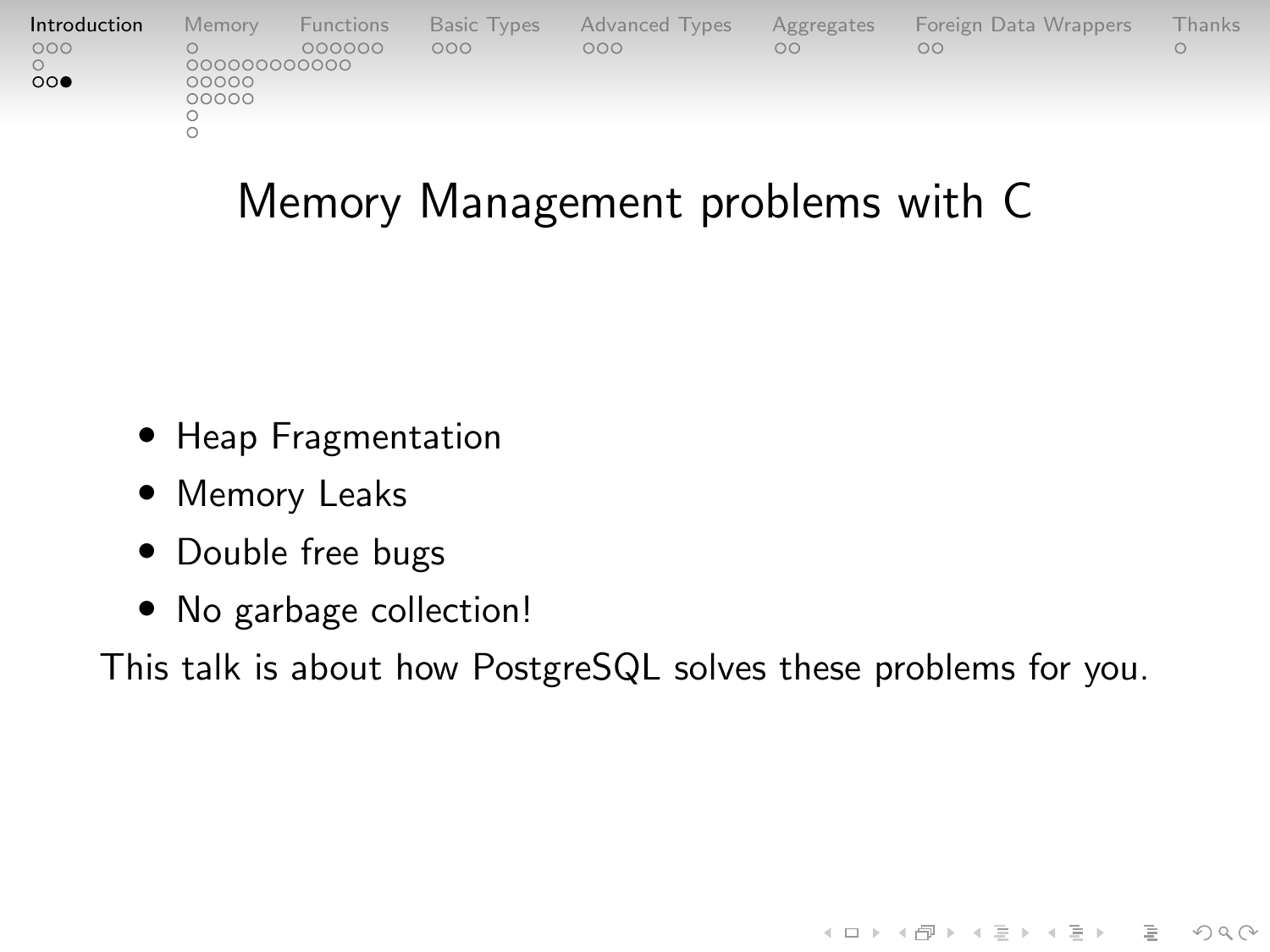# Memory Management problems with C

- Heap Fragmentation
- Memory Leaks
- Double free bugs
- No garbage collection!

This talk is about how PostgreSQL solves these problems for you.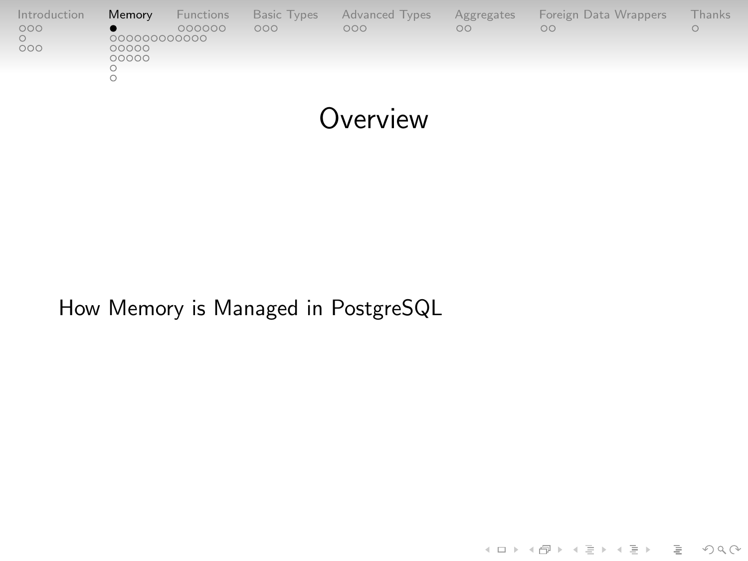# Overview

How Memory is Managed in PostgreSQL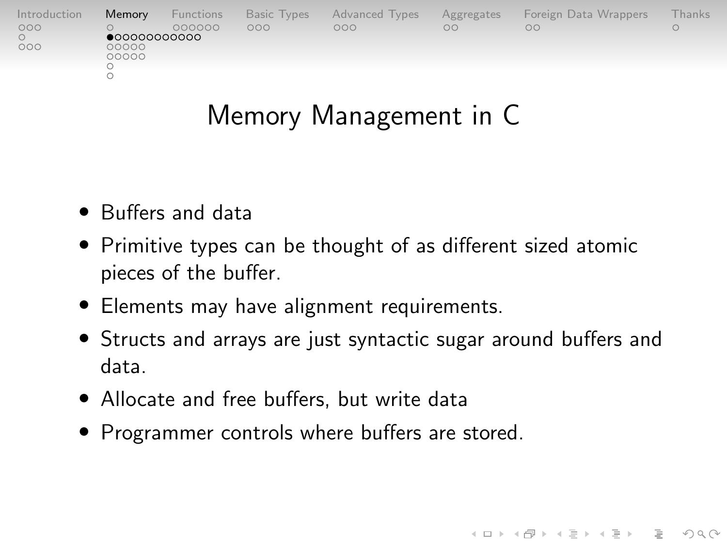# Memory Management in C

- Buffers and data
- Primitive types can be thought of as different sized atomic pieces of the buffer.
- Elements may have alignment requirements.
- Structs and arrays are just syntactic sugar around buffers and data.
- Allocate and free buffers, but write data
- Programmer controls where buffers are stored.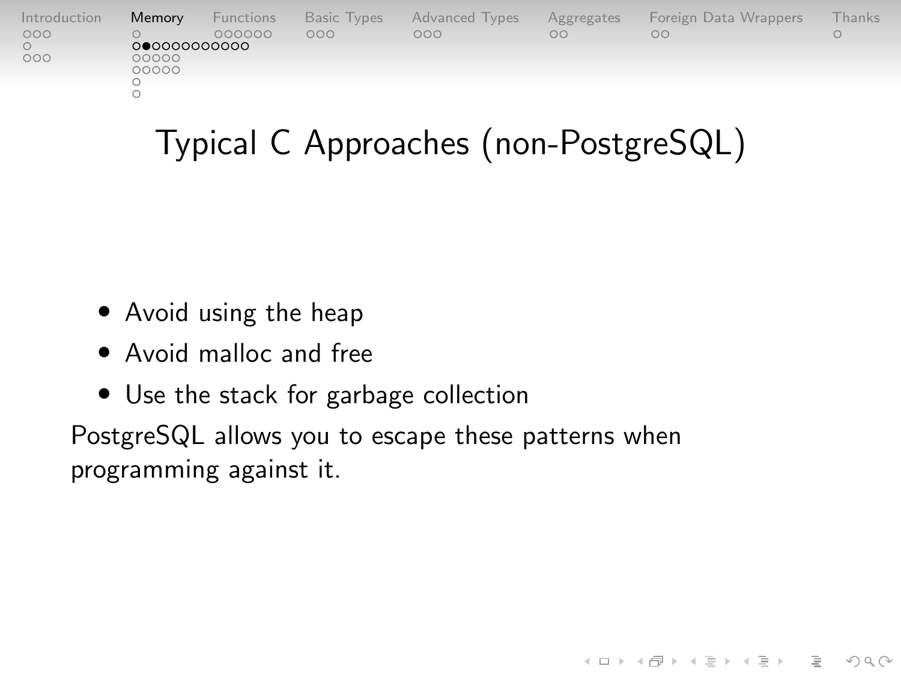# Typical C Approaches (non-PostgreSQL)

- Avoid using the heap
- Avoid malloc and free
- Use the stack for garbage collection

PostgreSQL allows you to escape these patterns when programming against it.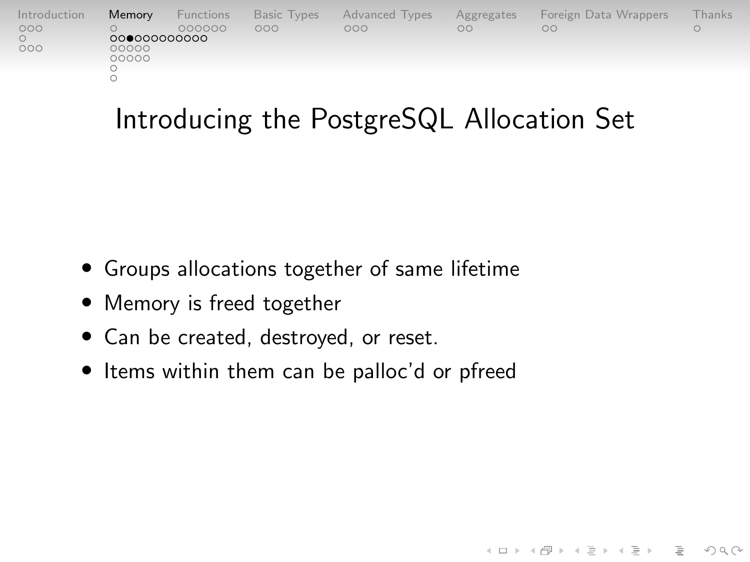# Introducing the PostgreSQL Allocation Set

- Groups allocations together of same lifetime
- Memory is freed together
- Can be created, destroyed, or reset.
- Items within them can be palloc'd or pfreed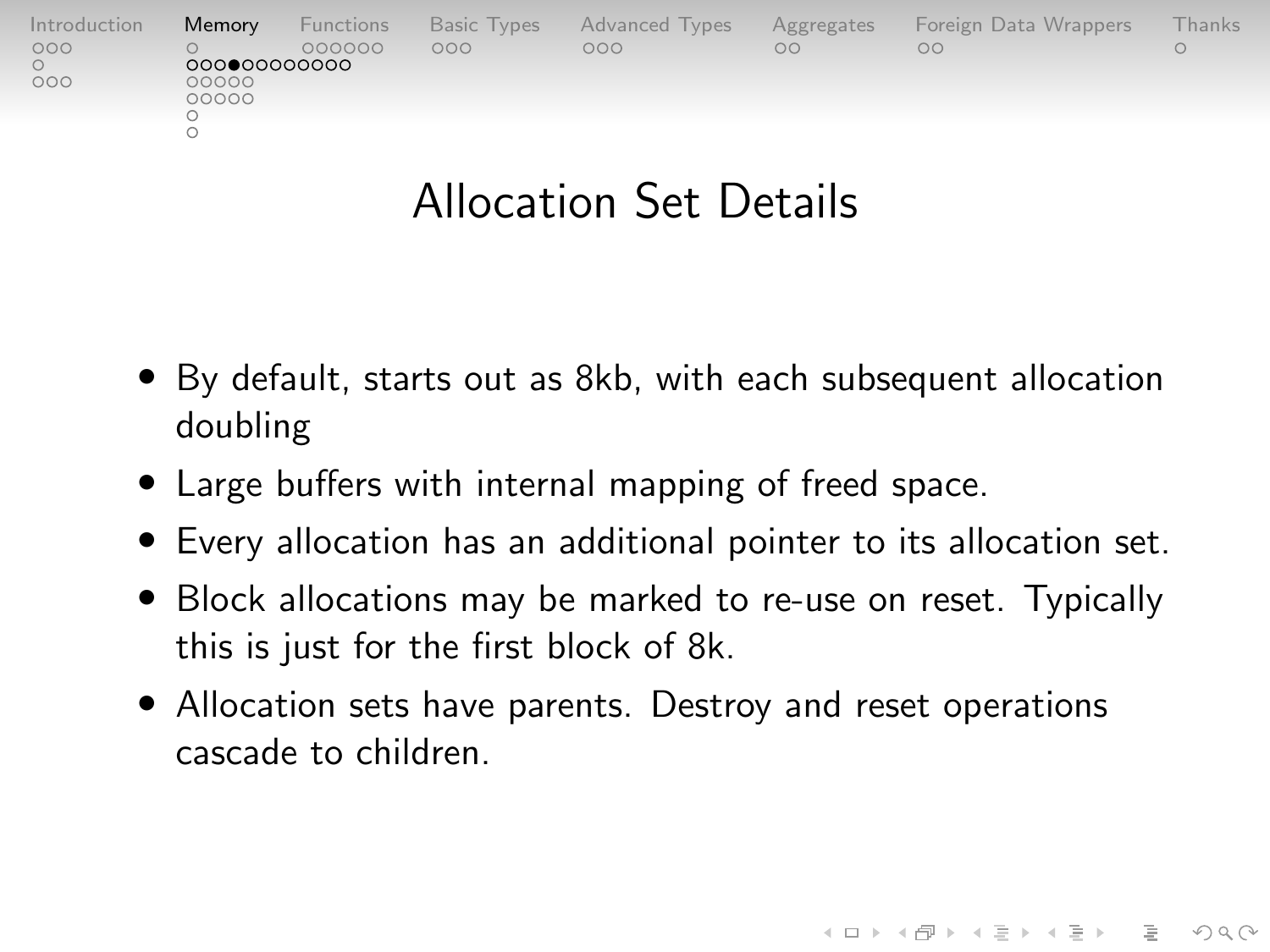# Allocation Set Details

- By default, starts out as 8kb, with each subsequent allocation doubling
- Large buffers with internal mapping of freed space.
- Every allocation has an additional pointer to its allocation set.
- Block allocations may be marked to re-use on reset. Typically this is just for the first block of 8k.
- Allocation sets have parents. Destroy and reset operations cascade to children.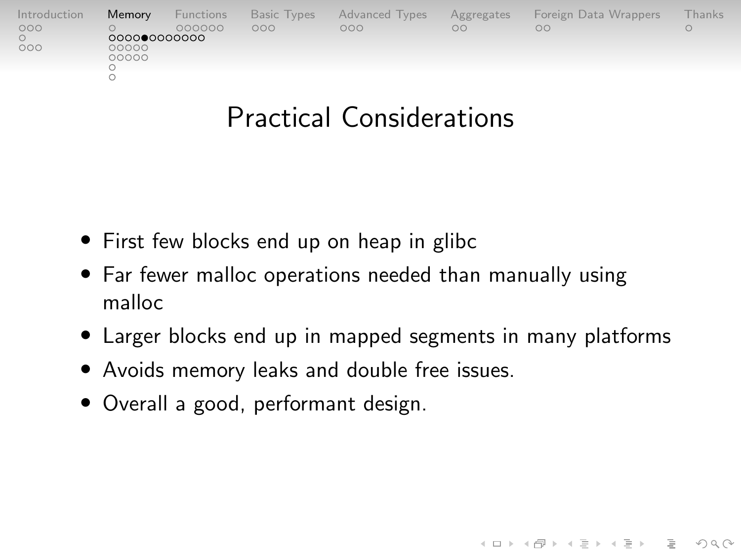# Practical Considerations

- First few blocks end up on heap in glibc
- Far fewer malloc operations needed than manually using malloc
- Larger blocks end up in mapped segments in many platforms
- Avoids memory leaks and double free issues.
- Overall a good, performant design.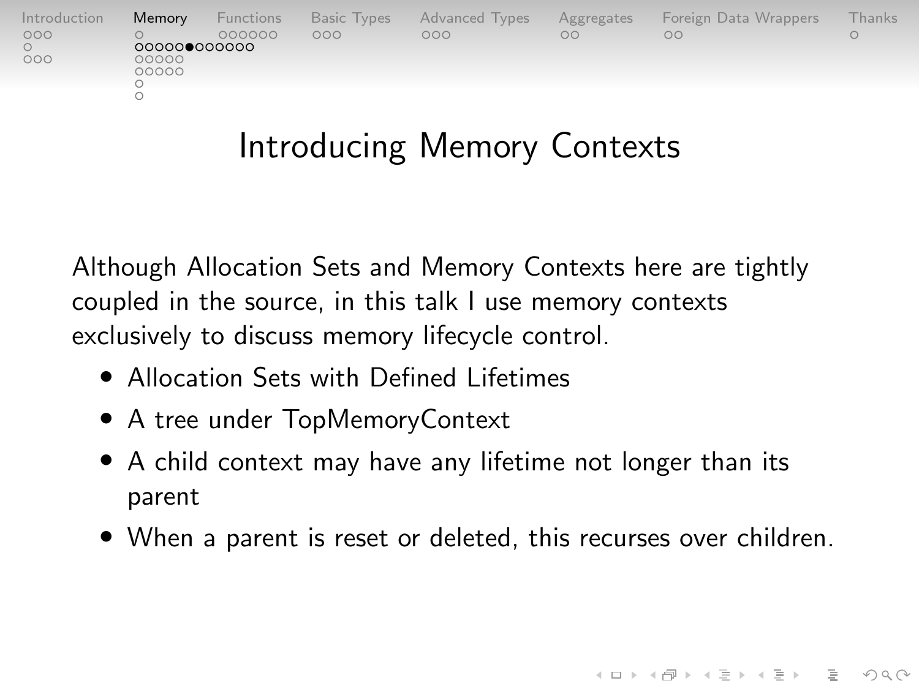# Introducing Memory Contexts

Although Allocation Sets and Memory Contexts here are tightly coupled in the source, in this talk I use memory contexts exclusively to discuss memory lifecycle control.

- Allocation Sets with Defined Lifetimes
- A tree under TopMemoryContext
- A child context may have any lifetime not longer than its parent
- When a parent is reset or deleted, this recurses over children.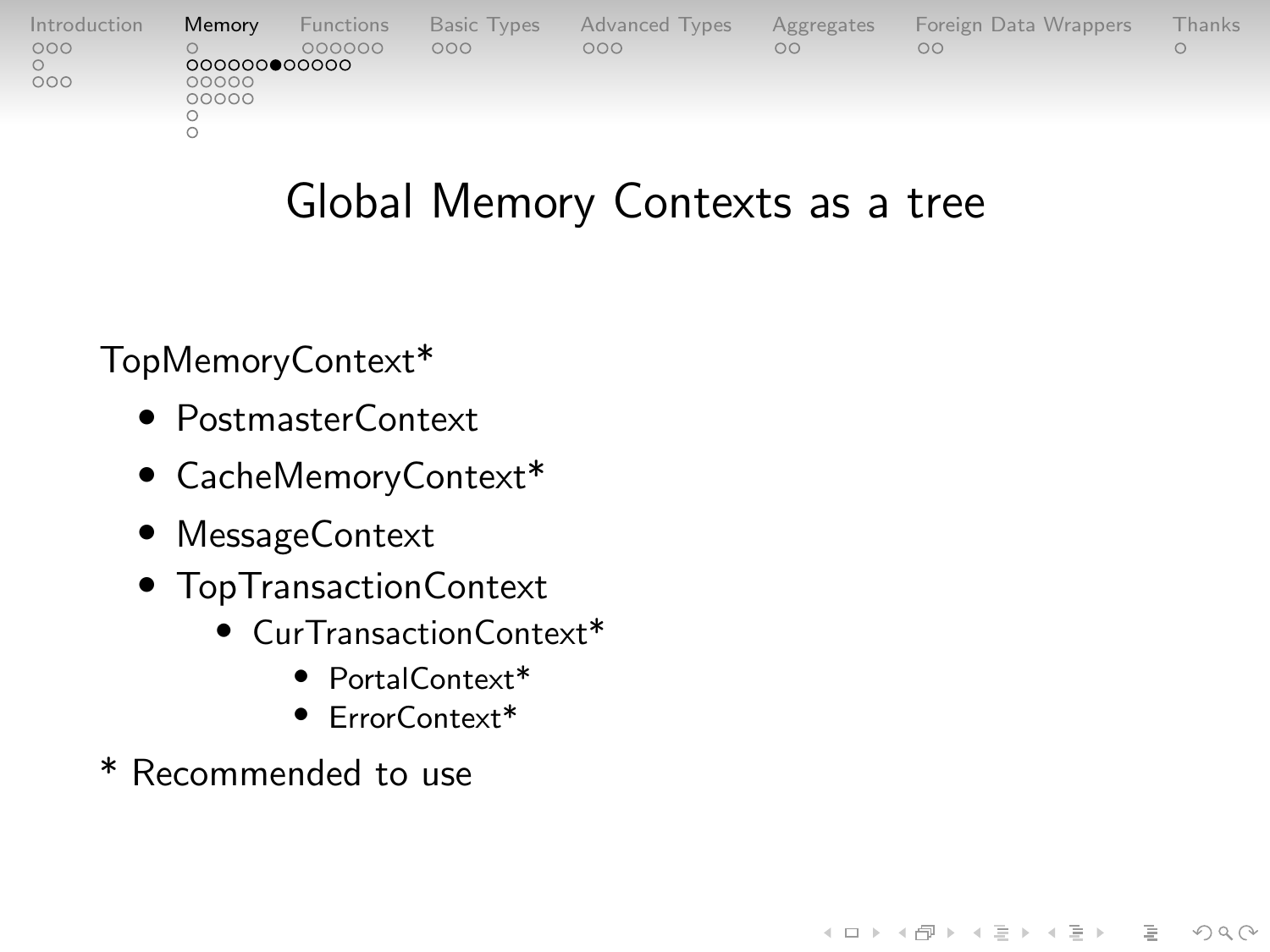# Global Memory Contexts as a tree

TopMemoryContext*

- PostmasterContext
- CacheMemoryContext*
- MessageContext
- TopTransactionContext
  - CurTransactionContext*
    - PortalContext*
    - ErrorContext*

* Recommended to use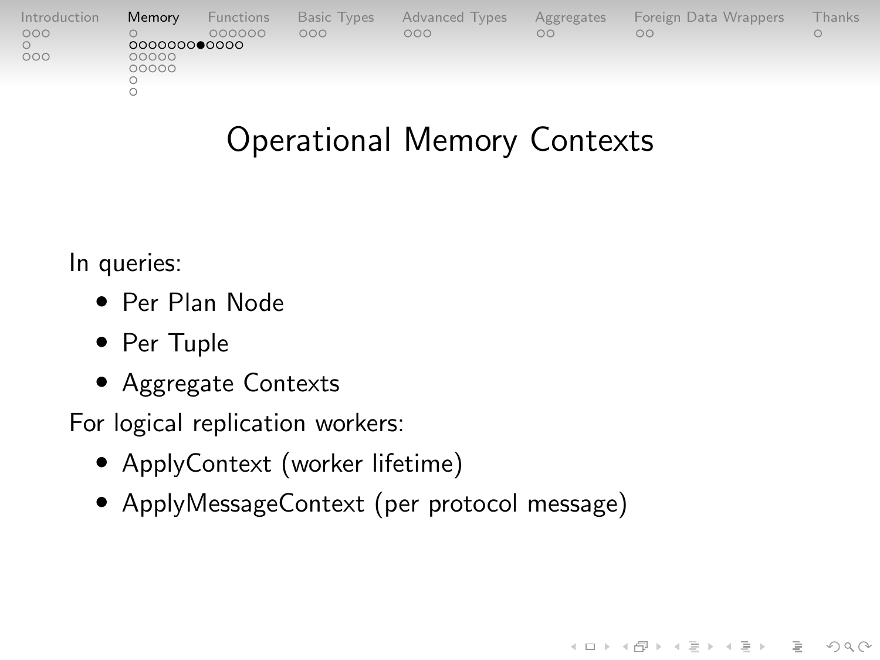# Operational Memory Contexts

In queries:

- Per Plan Node
- Per Tuple
- Aggregate Contexts

For logical replication workers:

- ApplyContext (worker lifetime)
- ApplyMessageContext (per protocol message)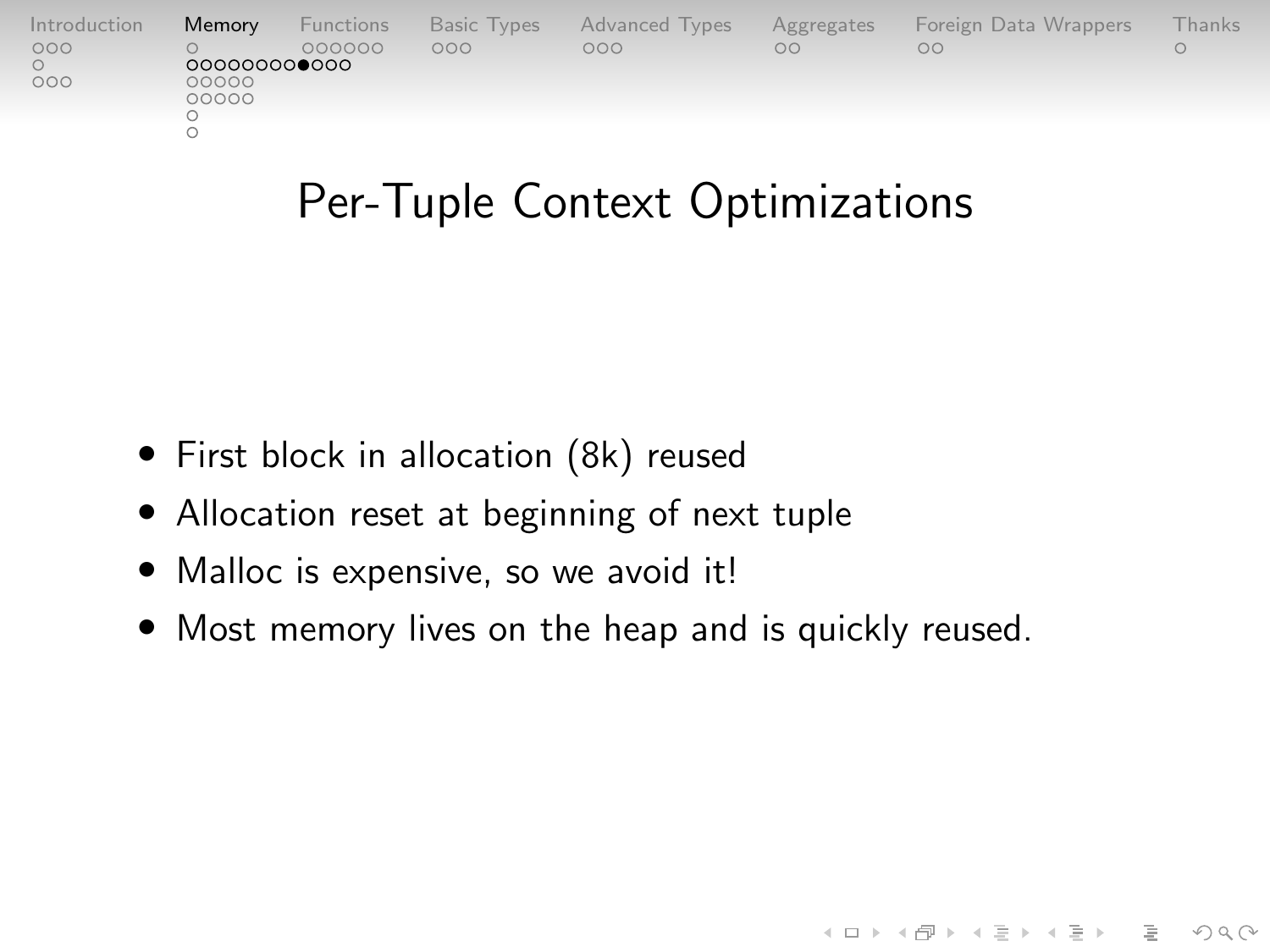# Per-Tuple Context Optimizations

- First block in allocation (8k) reused
- Allocation reset at beginning of next tuple
- Malloc is expensive, so we avoid it!
- Most memory lives on the heap and is quickly reused.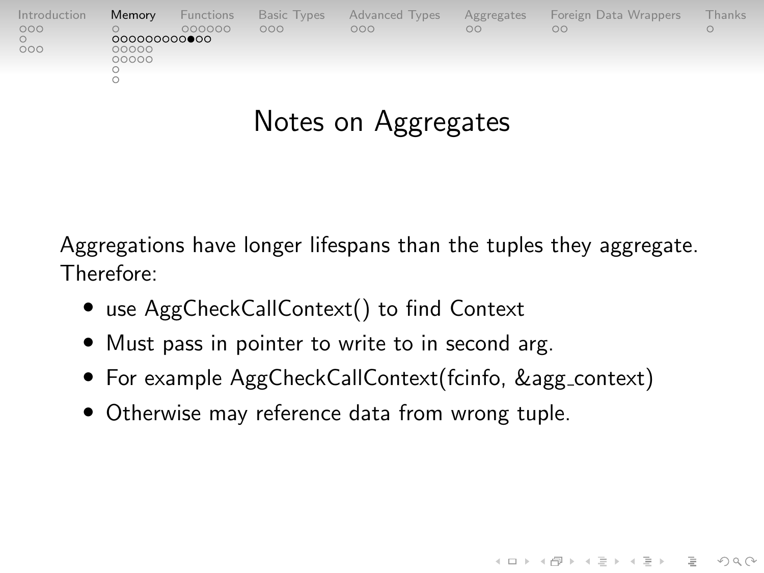# Notes on Aggregates

Aggregations have longer lifespans than the tuples they aggregate. Therefore:

- use AggCheckCallContext() to find Context
- Must pass in pointer to write to in second arg.
- For example AggCheckCallContext(fcinfo, &agg_context)
- Otherwise may reference data from wrong tuple.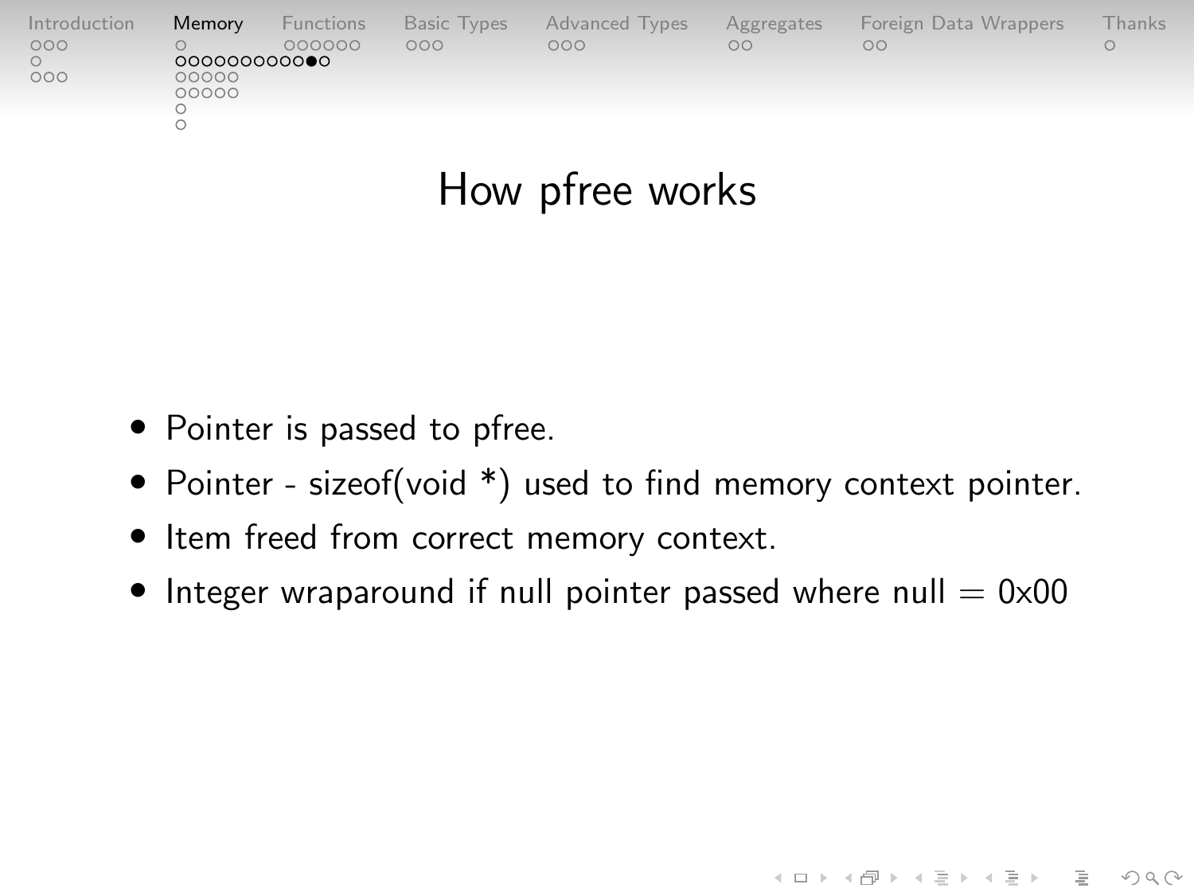# How pfree works

- Pointer is passed to pfree.
- Pointer - sizeof(void *) used to find memory context pointer.
- Item freed from correct memory context.
- Integer wraparound if null pointer passed where null = 0x00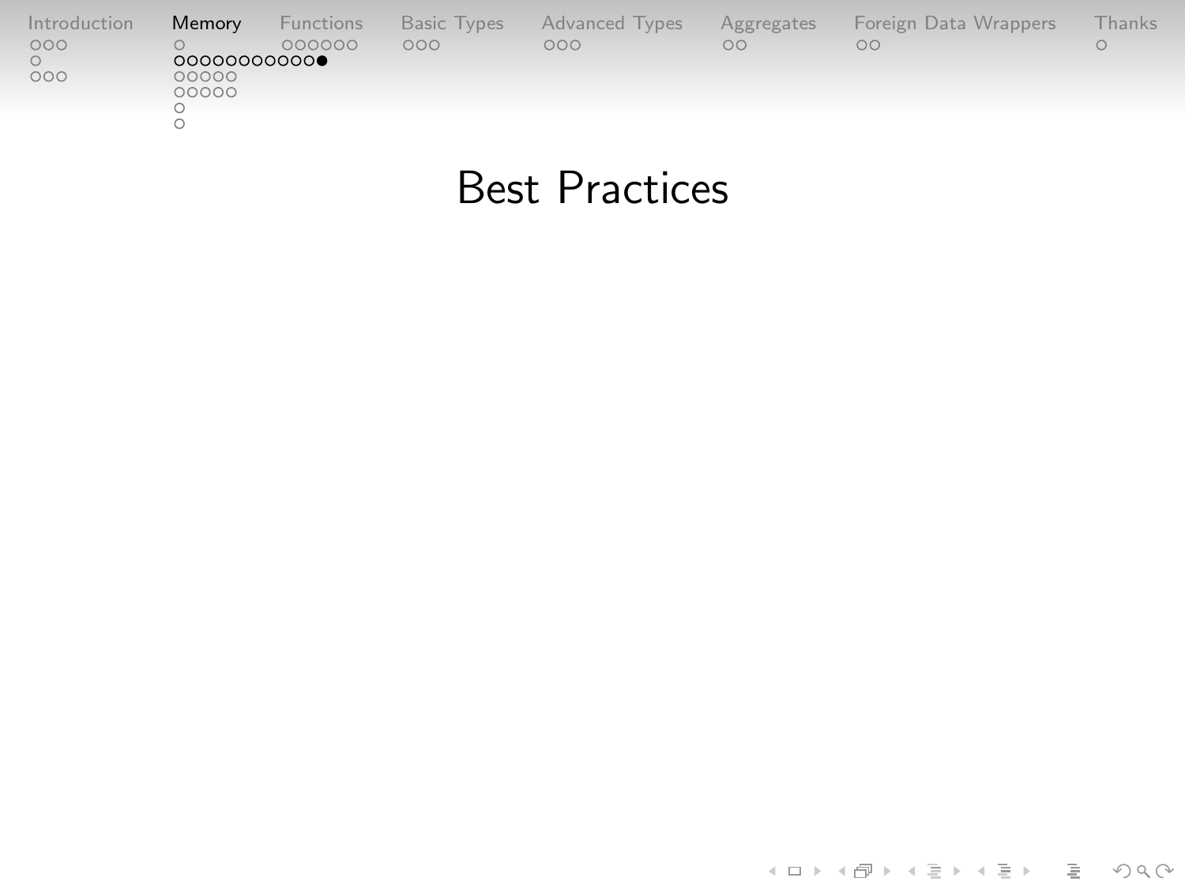# Best Practices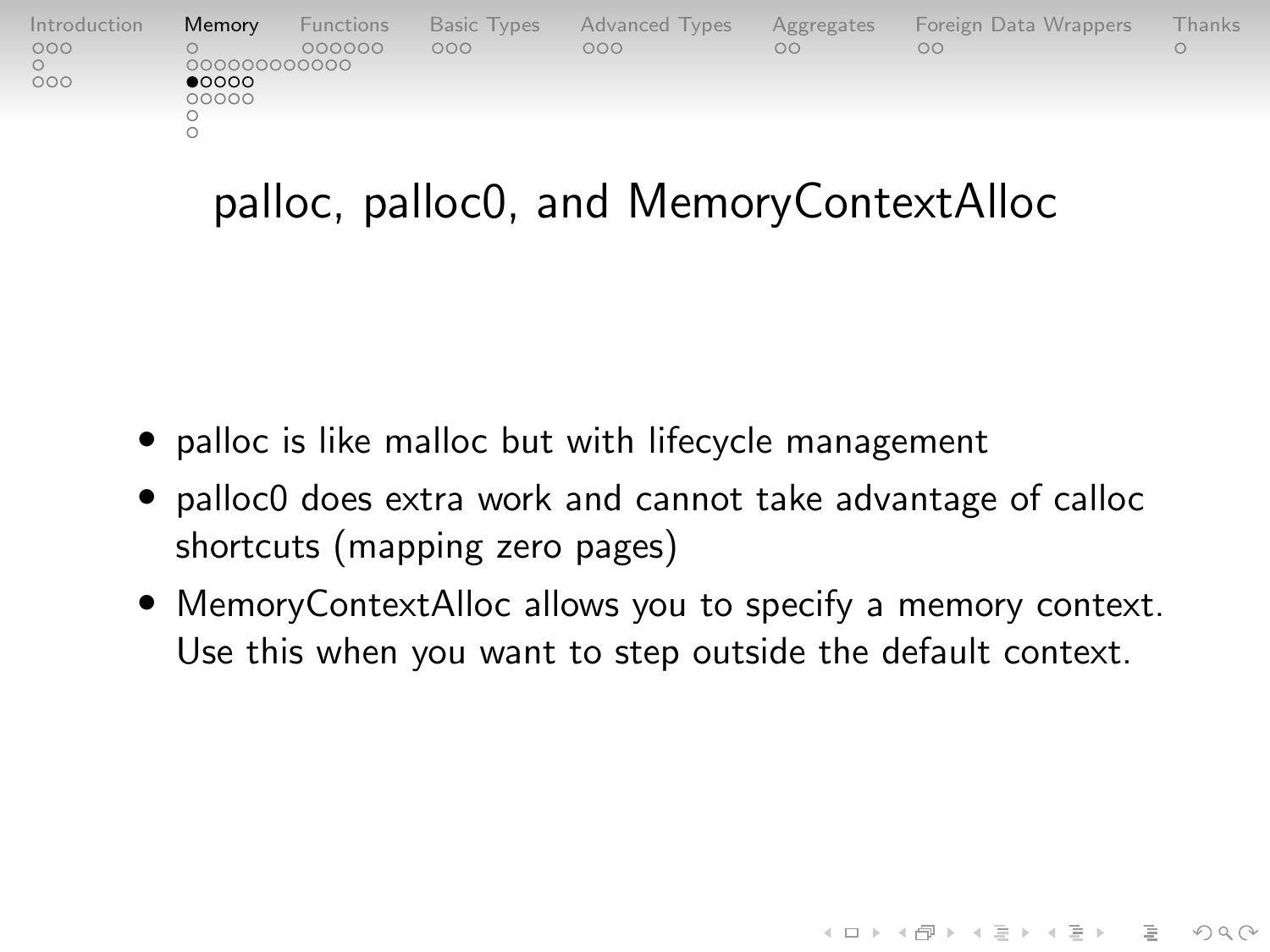# palloc, palloc0, and MemoryContextAlloc

- palloc is like malloc but with lifecycle management
- palloc0 does extra work and cannot take advantage of calloc shortcuts (mapping zero pages)
- MemoryContextAlloc allows you to specify a memory context. Use this when you want to step outside the default context.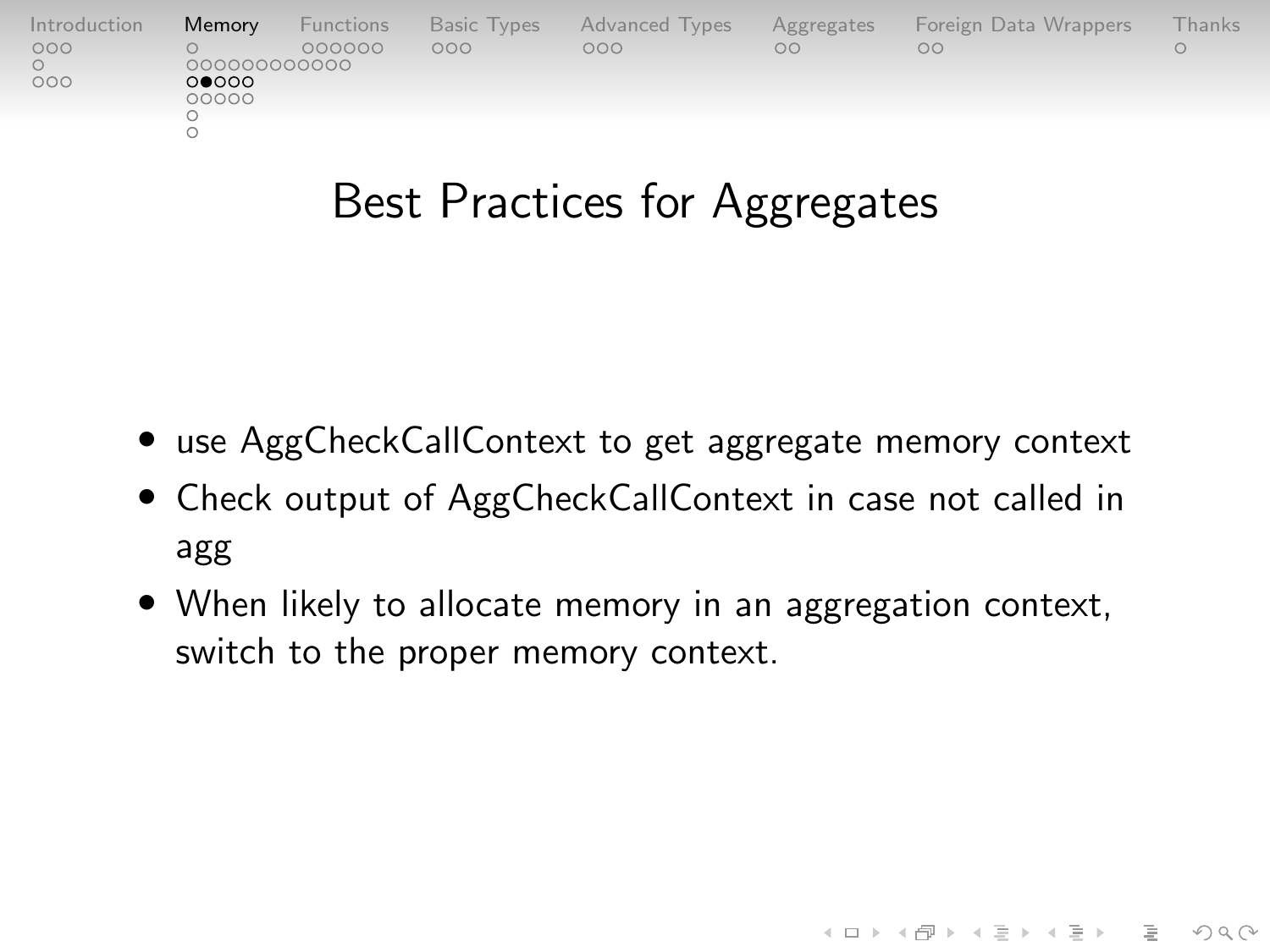# Best Practices for Aggregates

- use AggCheckCallContext to get aggregate memory context
- Check output of AggCheckCallContext in case not called in agg
- When likely to allocate memory in an aggregation context, switch to the proper memory context.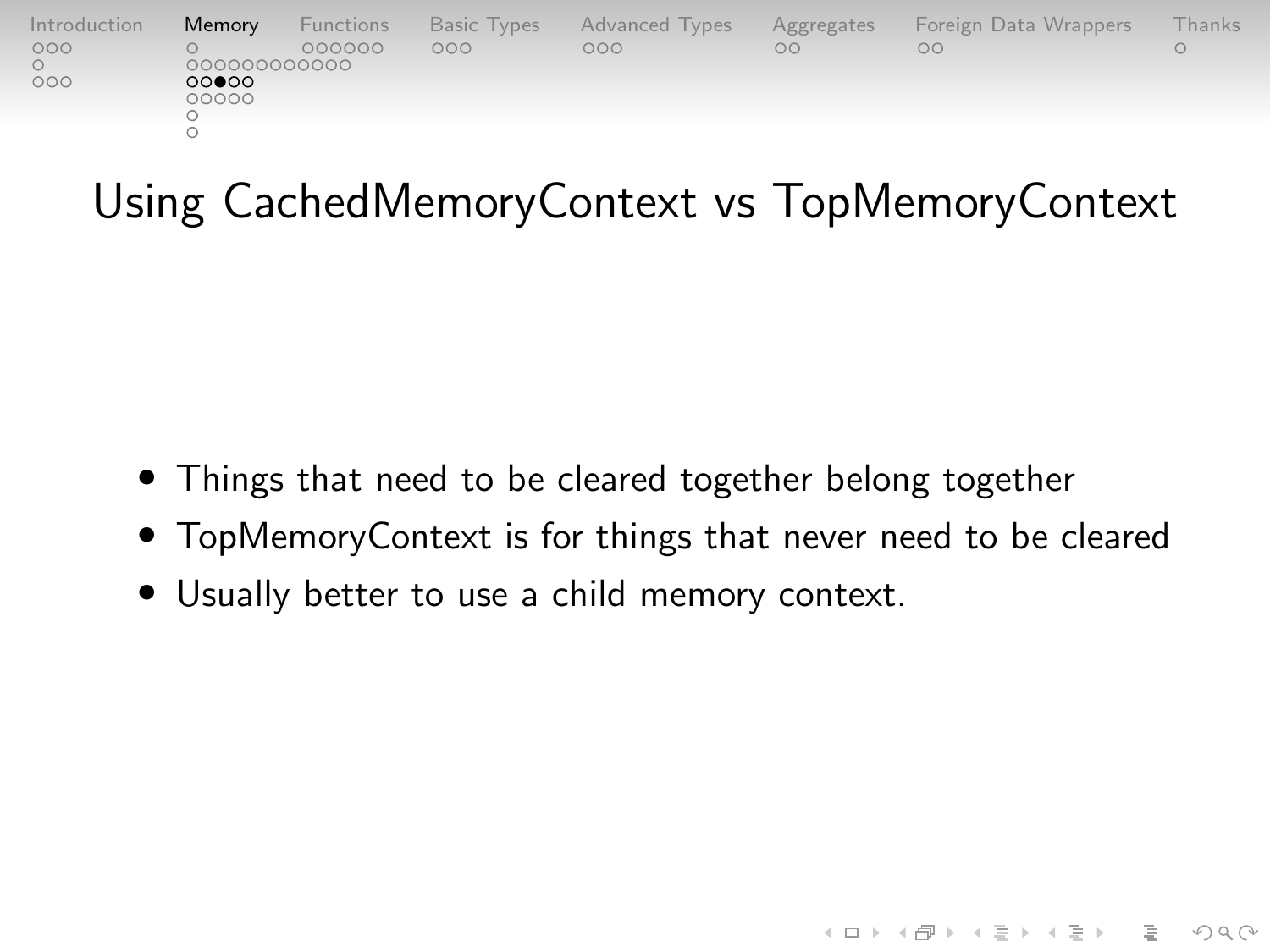# Using CachedMemoryContext vs TopMemoryContext

- Things that need to be cleared together belong together
- TopMemoryContext is for things that never need to be cleared
- Usually better to use a child memory context.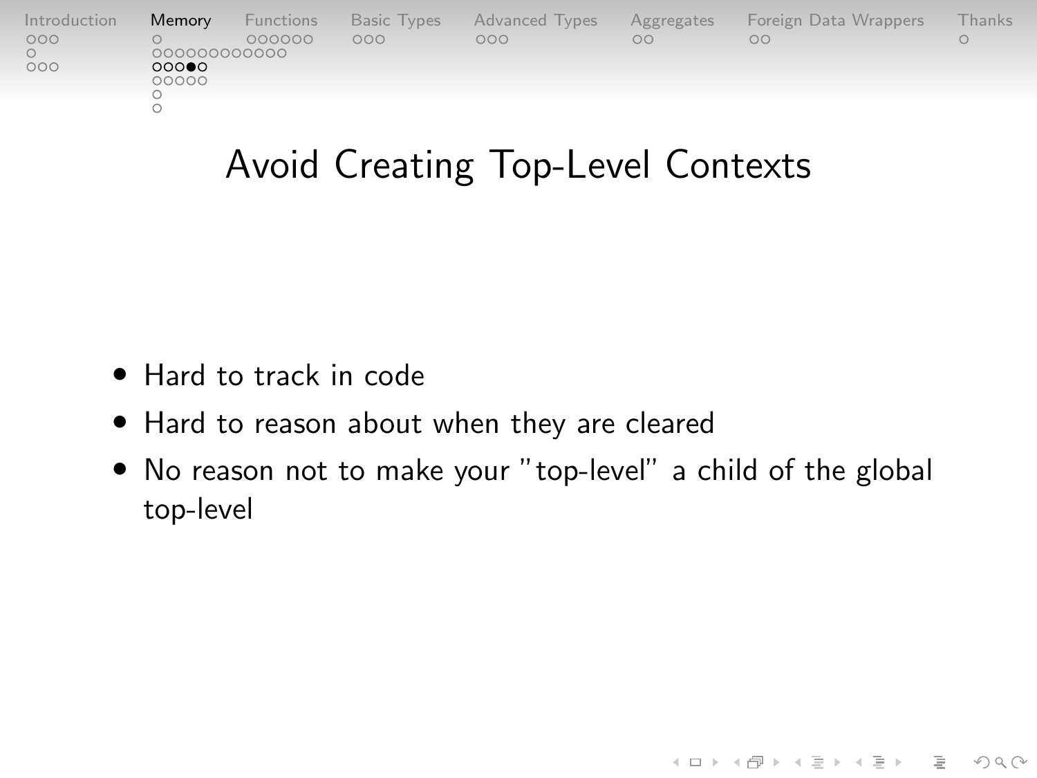# Avoid Creating Top-Level Contexts

- Hard to track in code
- Hard to reason about when they are cleared
- No reason not to make your "top-level" a child of the global top-level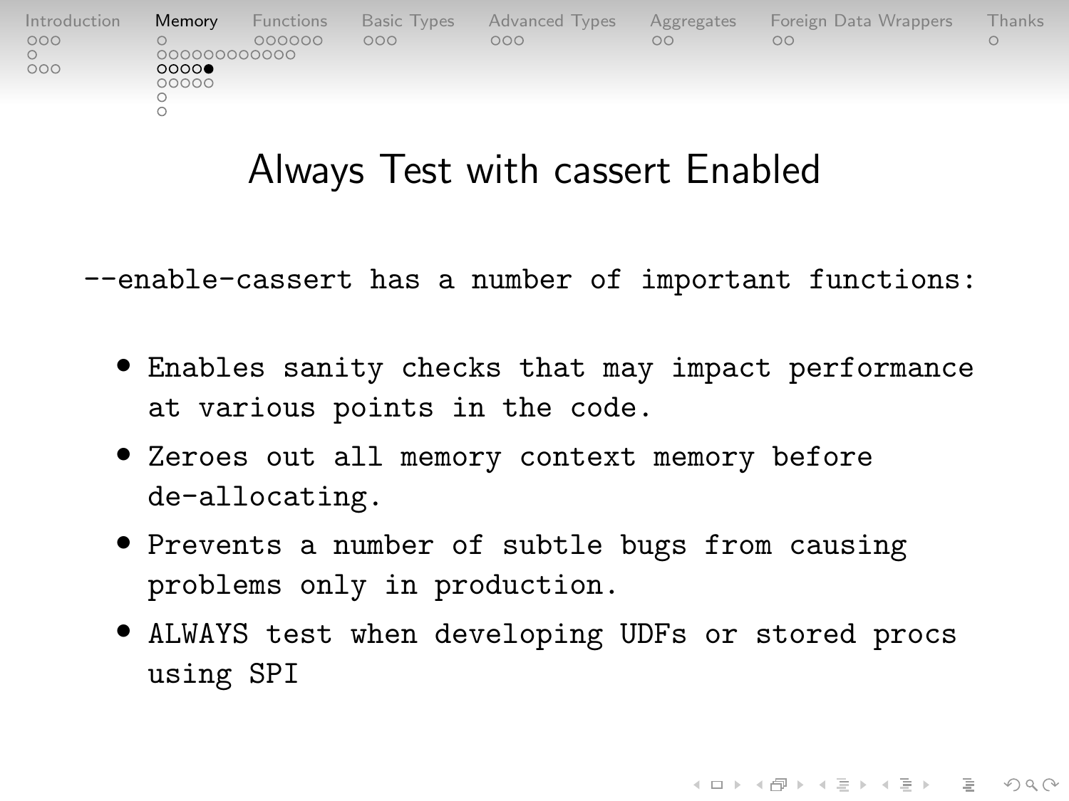# Always Test with cassert Enabled

`--enable-cassert` has a number of important functions:

- Enables sanity checks that may impact performance at various points in the code.
- Zeroes out all memory context memory before de-allocating.
- Prevents a number of subtle bugs from causing problems only in production.
- ALWAYS test when developing UDFs or stored procs using SPI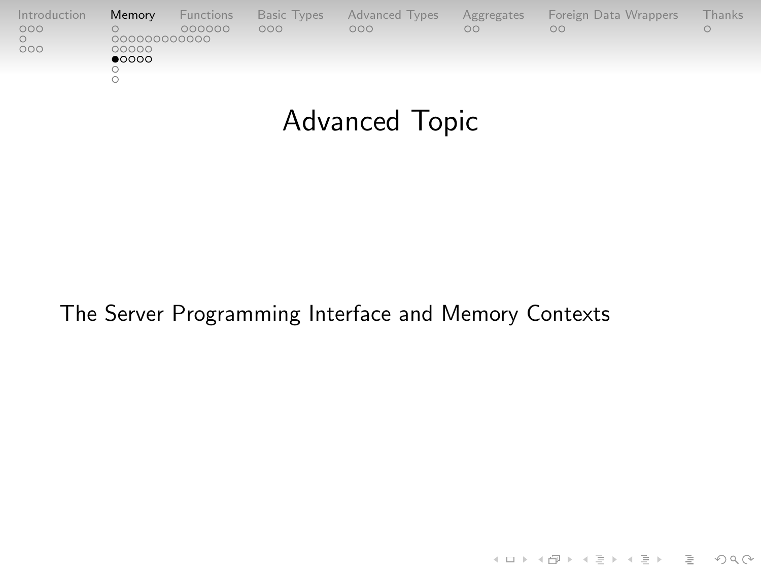# Advanced Topic

The Server Programming Interface and Memory Contexts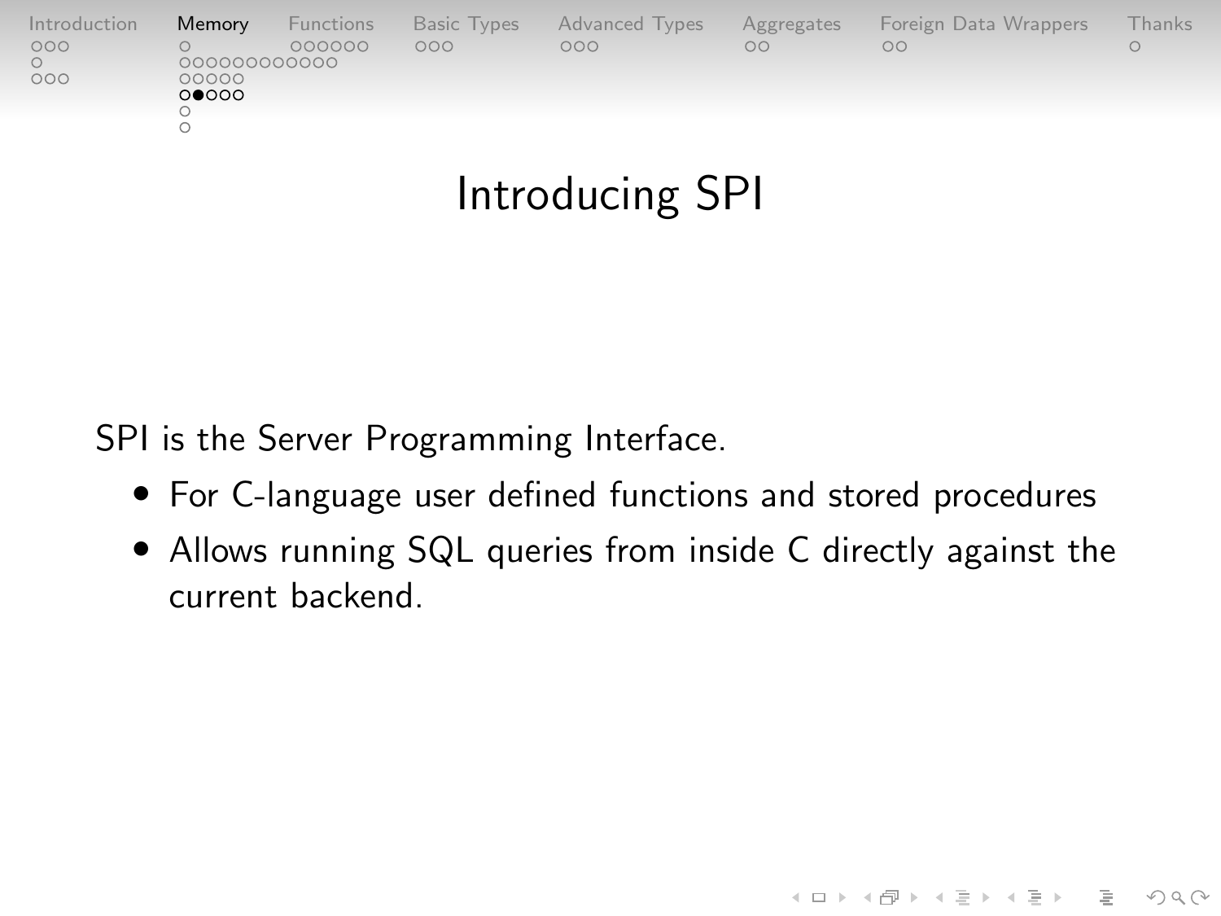# Introducing SPI

SPI is the Server Programming Interface.

- For C-language user defined functions and stored procedures
- Allows running SQL queries from inside C directly against the current backend.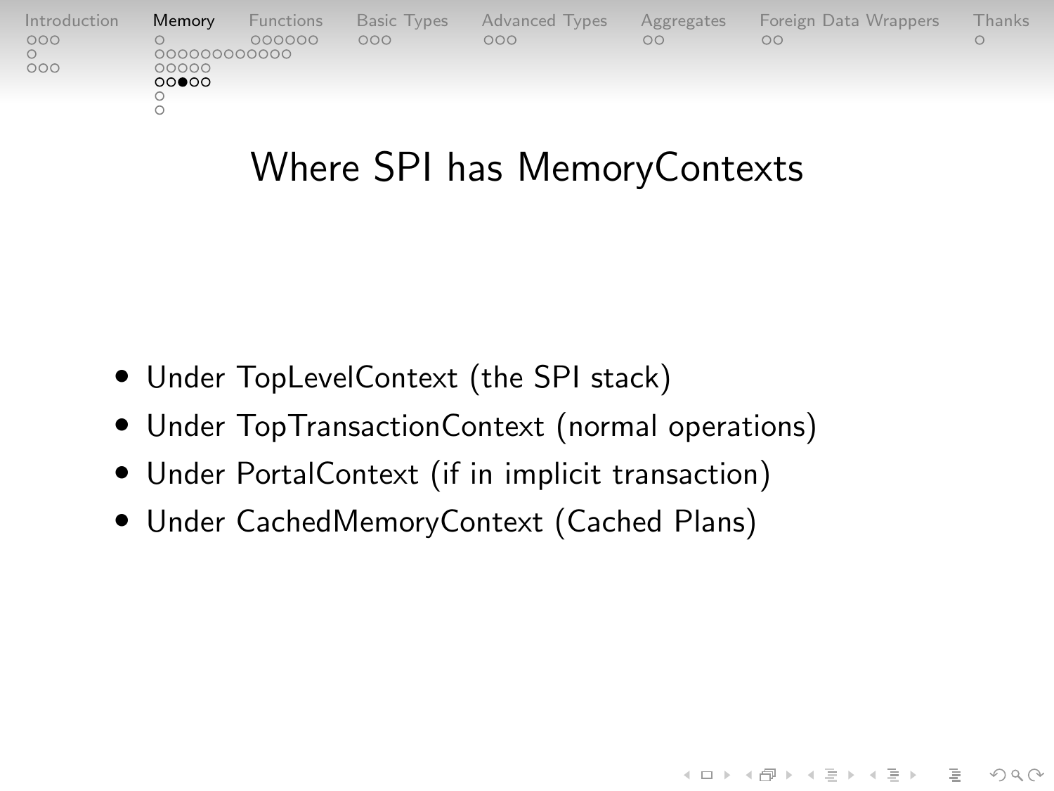# Where SPI has MemoryContexts

- Under TopLevelContext (the SPI stack)
- Under TopTransactionContext (normal operations)
- Under PortalContext (if in implicit transaction)
- Under CachedMemoryContext (Cached Plans)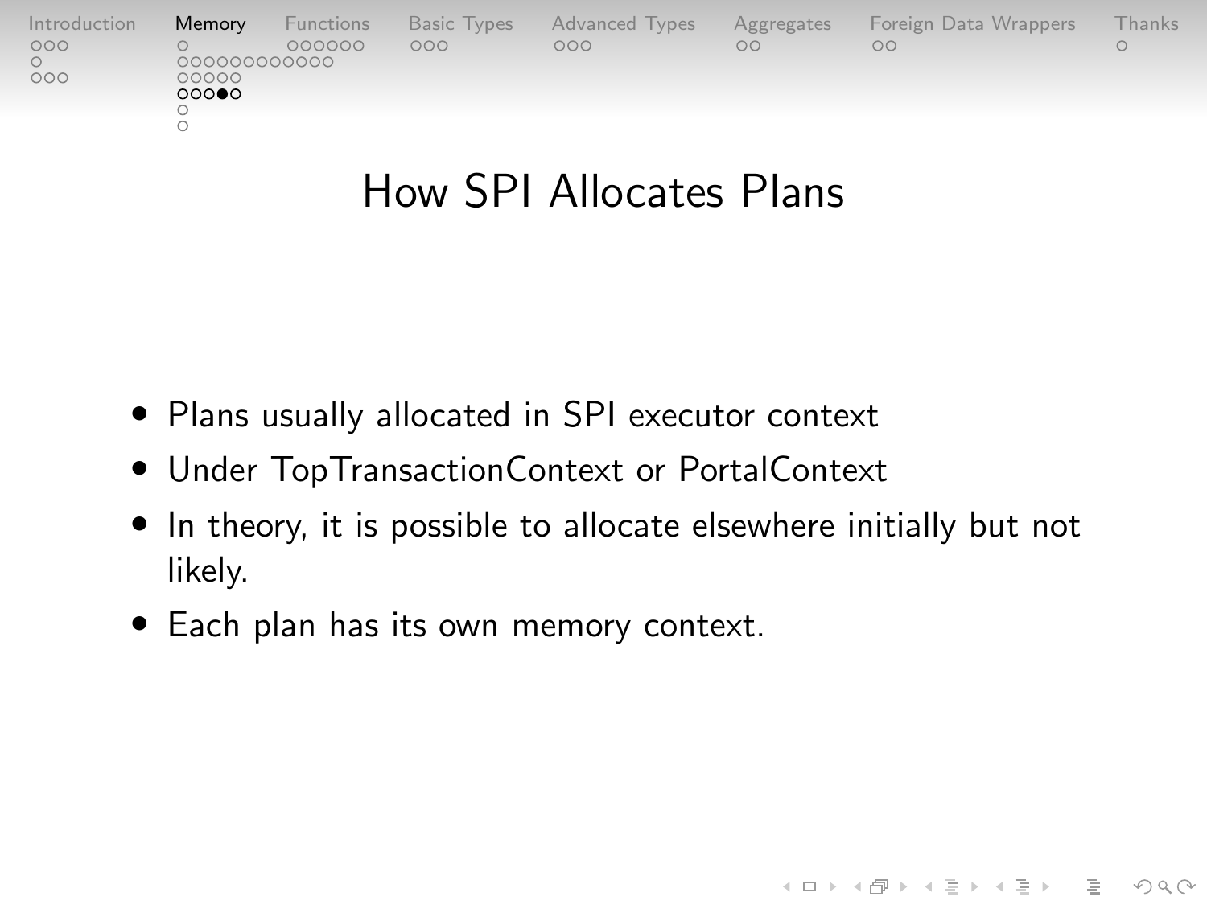# How SPI Allocates Plans

- Plans usually allocated in SPI executor context
- Under TopTransactionContext or PortalContext
- In theory, it is possible to allocate elsewhere initially but not likely.
- Each plan has its own memory context.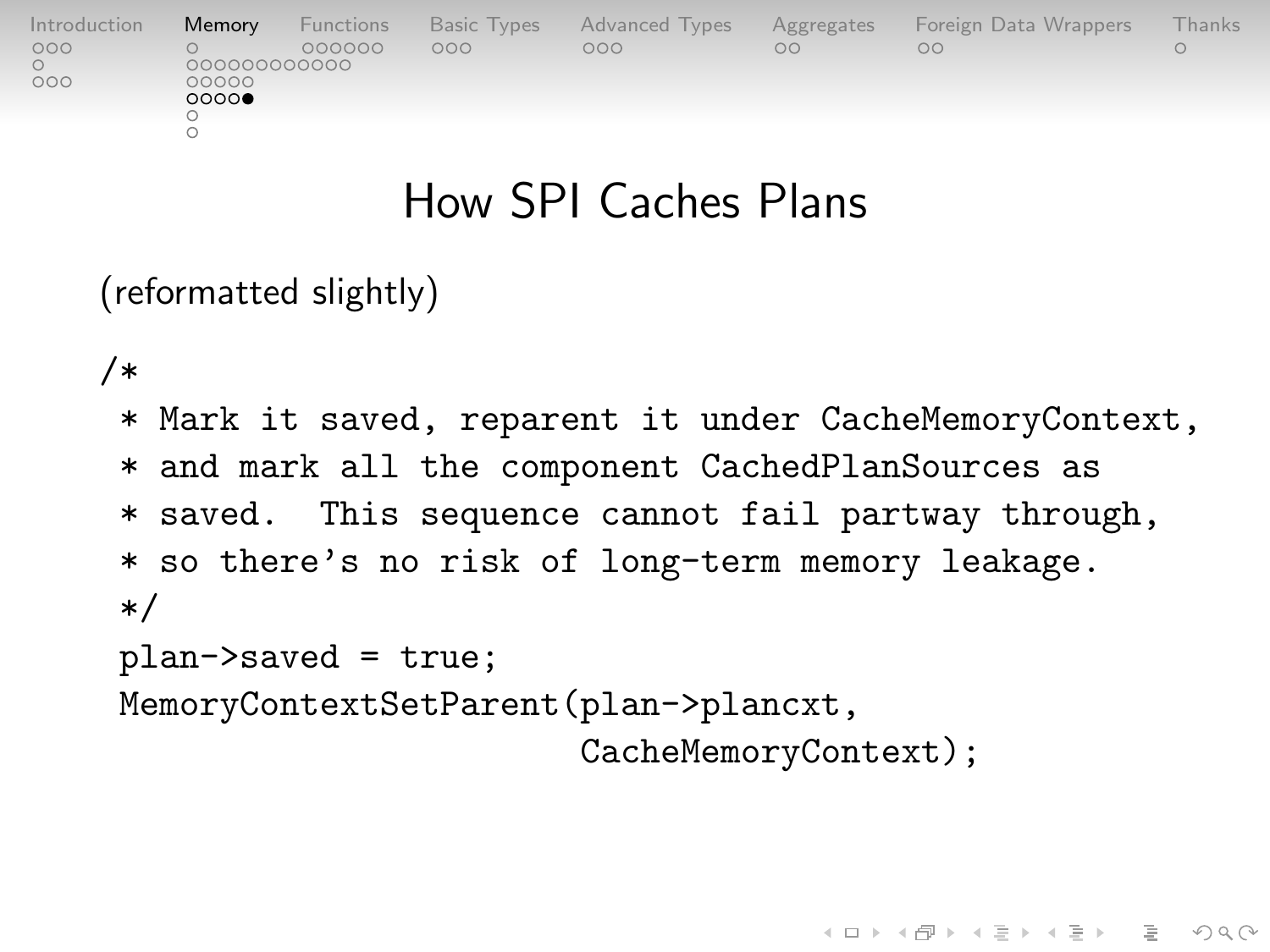# How SPI Caches Plans

(reformatted slightly)

```
/*
 * Mark it saved, reparent it under CacheMemoryContext,
 * and mark all the component CachedPlanSources as
 * saved.  This sequence cannot fail partway through,
 * so there's no risk of long-term memory leakage.
 */
 plan->saved = true;
 MemoryContextSetParent(plan->plancxt,
                        CacheMemoryContext);
```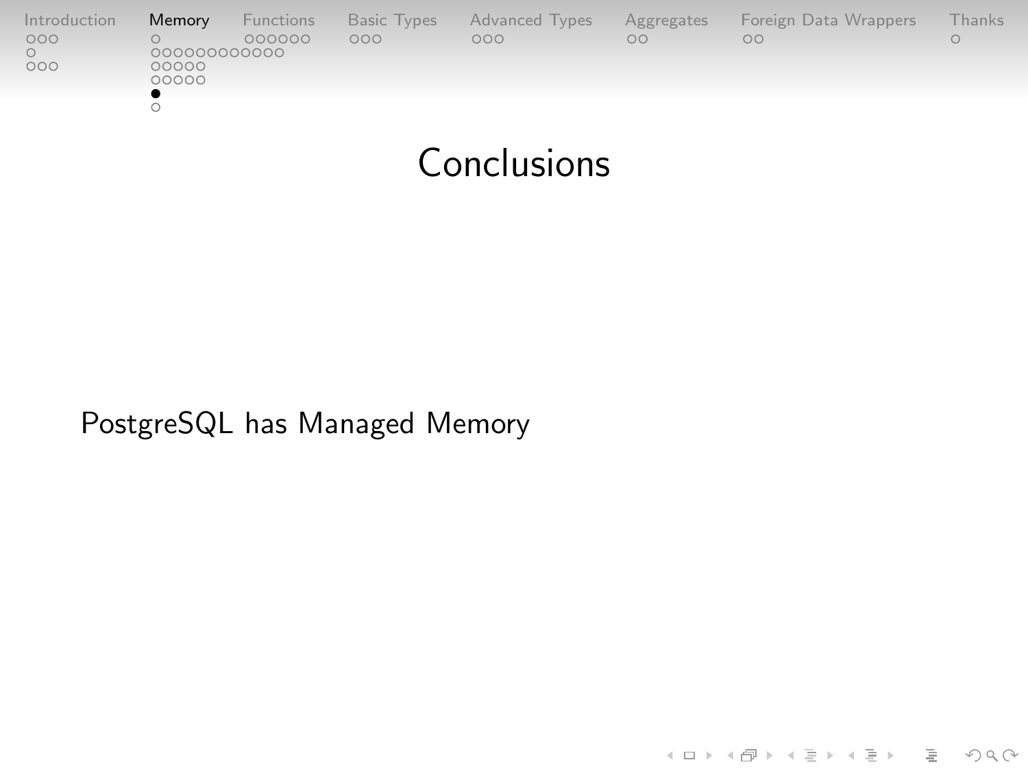# Conclusions

PostgreSQL has Managed Memory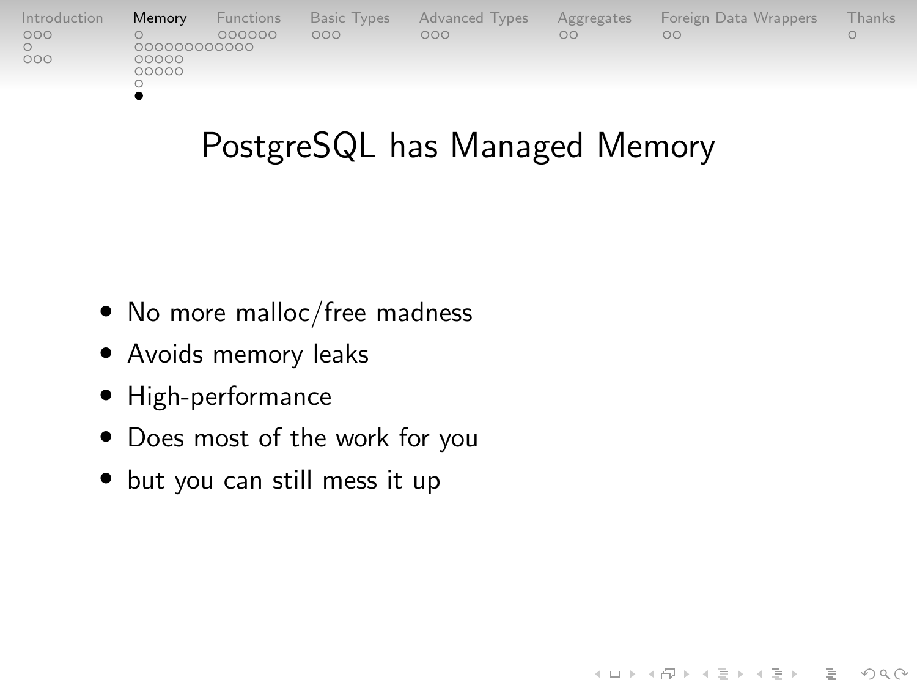# PostgreSQL has Managed Memory

- No more malloc/free madness
- Avoids memory leaks
- High-performance
- Does most of the work for you
- but you can still mess it up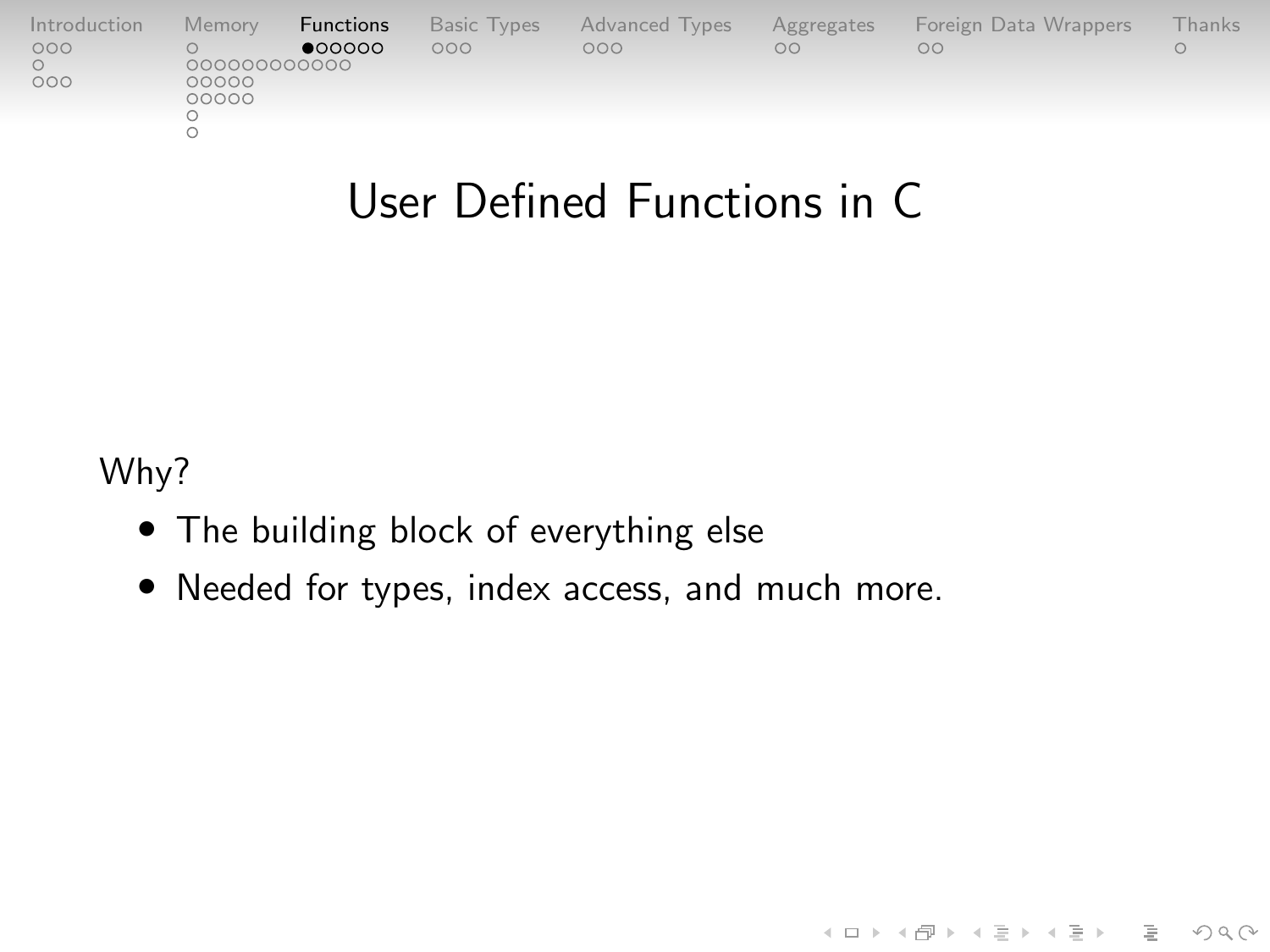# User Defined Functions in C

Why?

- The building block of everything else
- Needed for types, index access, and much more.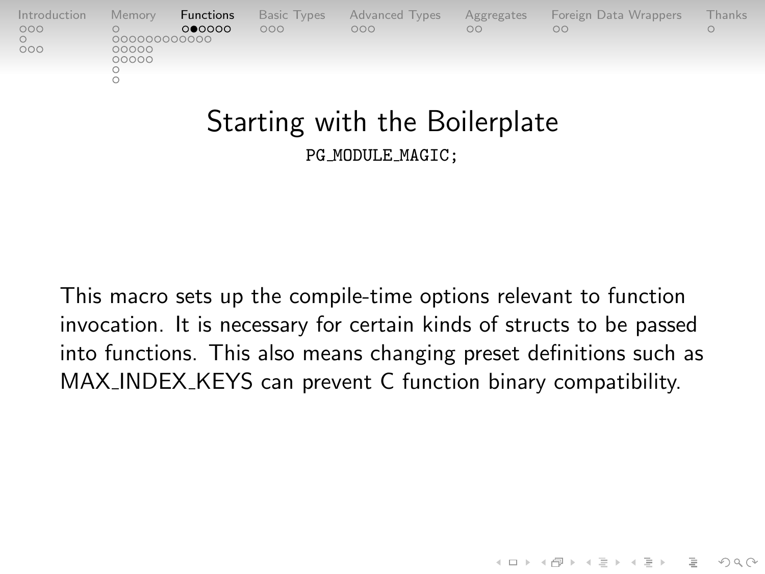# Starting with the Boilerplate

```
PG_MODULE_MAGIC;
```

This macro sets up the compile-time options relevant to function invocation. It is necessary for certain kinds of structs to be passed into functions. This also means changing preset definitions such as MAX_INDEX_KEYS can prevent C function binary compatibility.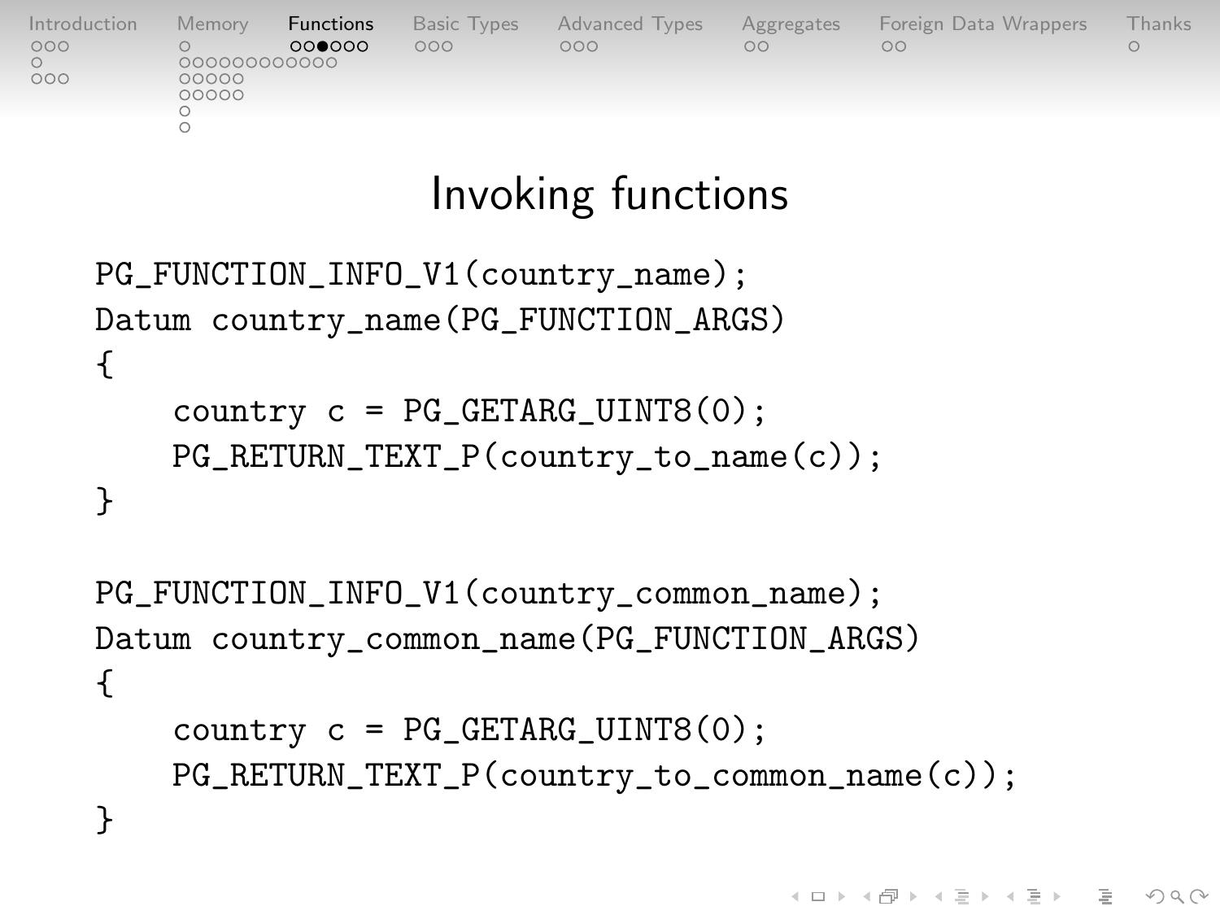# Invoking functions

```
PG_FUNCTION_INFO_V1(country_name);
Datum country_name(PG_FUNCTION_ARGS)
{
    country c = PG_GETARG_UINT8(0);
    PG_RETURN_TEXT_P(country_to_name(c));
}

PG_FUNCTION_INFO_V1(country_common_name);
Datum country_common_name(PG_FUNCTION_ARGS)
{
    country c = PG_GETARG_UINT8(0);
    PG_RETURN_TEXT_P(country_to_common_name(c));
}
```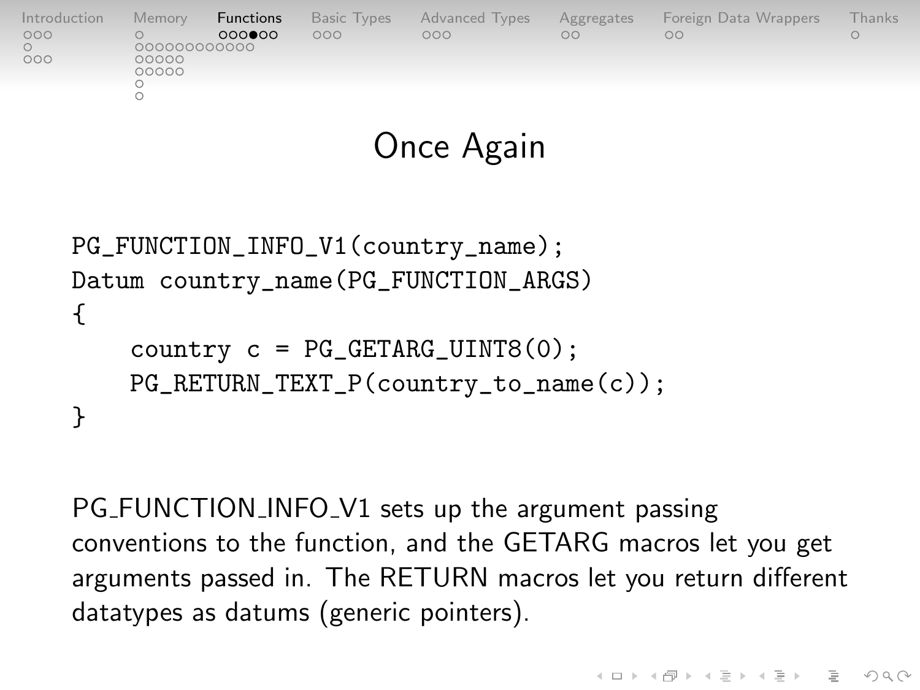# Once Again

```
PG_FUNCTION_INFO_V1(country_name);
Datum country_name(PG_FUNCTION_ARGS)
{
    country c = PG_GETARG_UINT8(0);
    PG_RETURN_TEXT_P(country_to_name(c));
}
```

PG_FUNCTION_INFO_V1 sets up the argument passing conventions to the function, and the GETARG macros let you get arguments passed in. The RETURN macros let you return different datatypes as datums (generic pointers).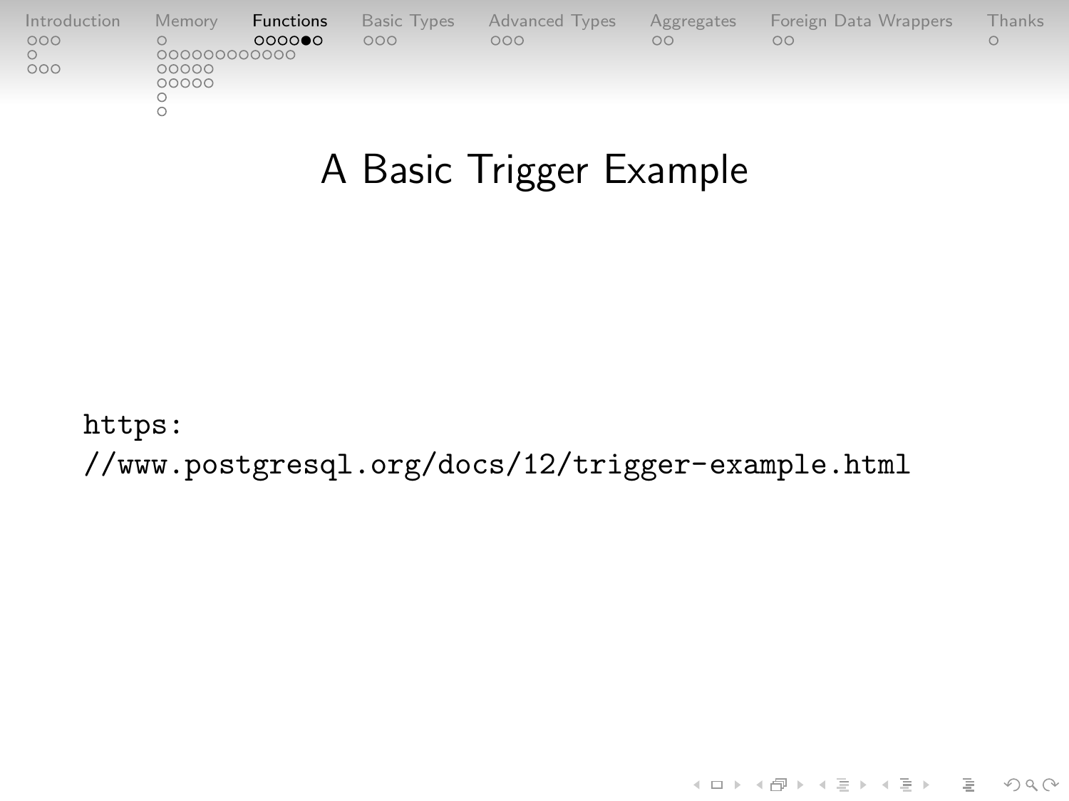# A Basic Trigger Example

https://www.postgresql.org/docs/12/trigger-example.html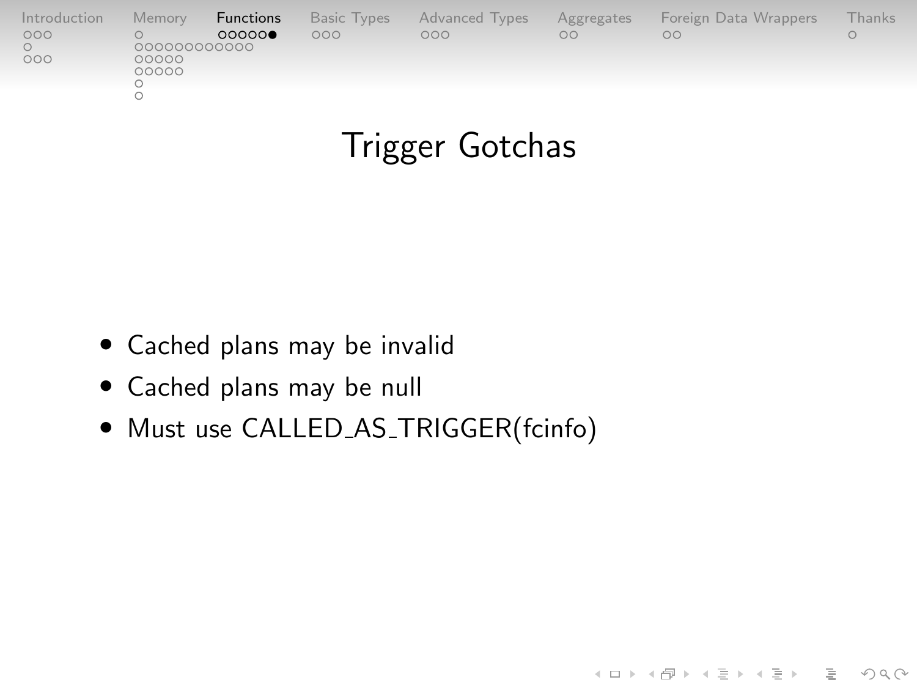# Trigger Gotchas

- Cached plans may be invalid
- Cached plans may be null
- Must use CALLED_AS_TRIGGER(fcinfo)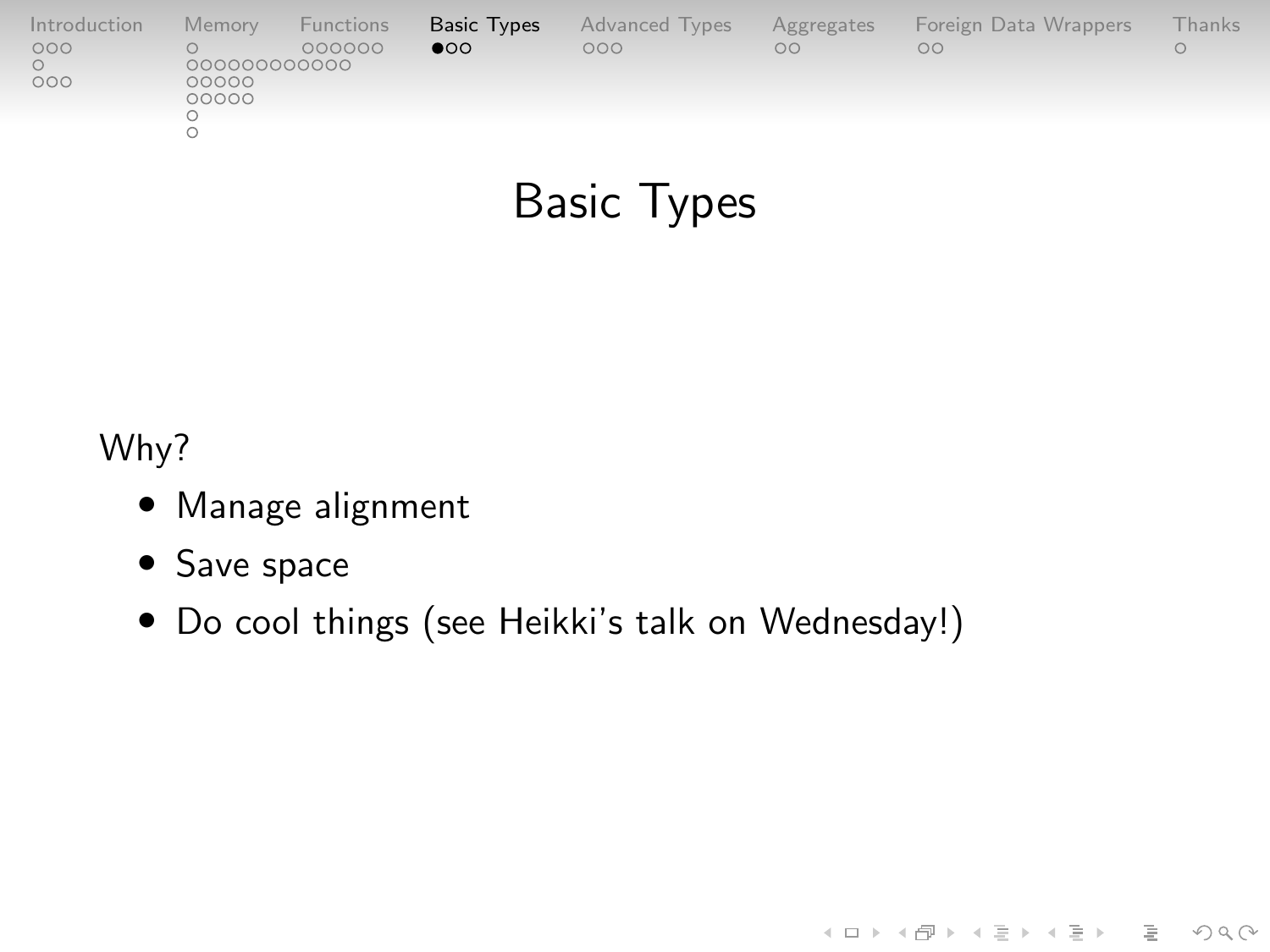# Basic Types

Why?

- Manage alignment
- Save space
- Do cool things (see Heikki's talk on Wednesday!)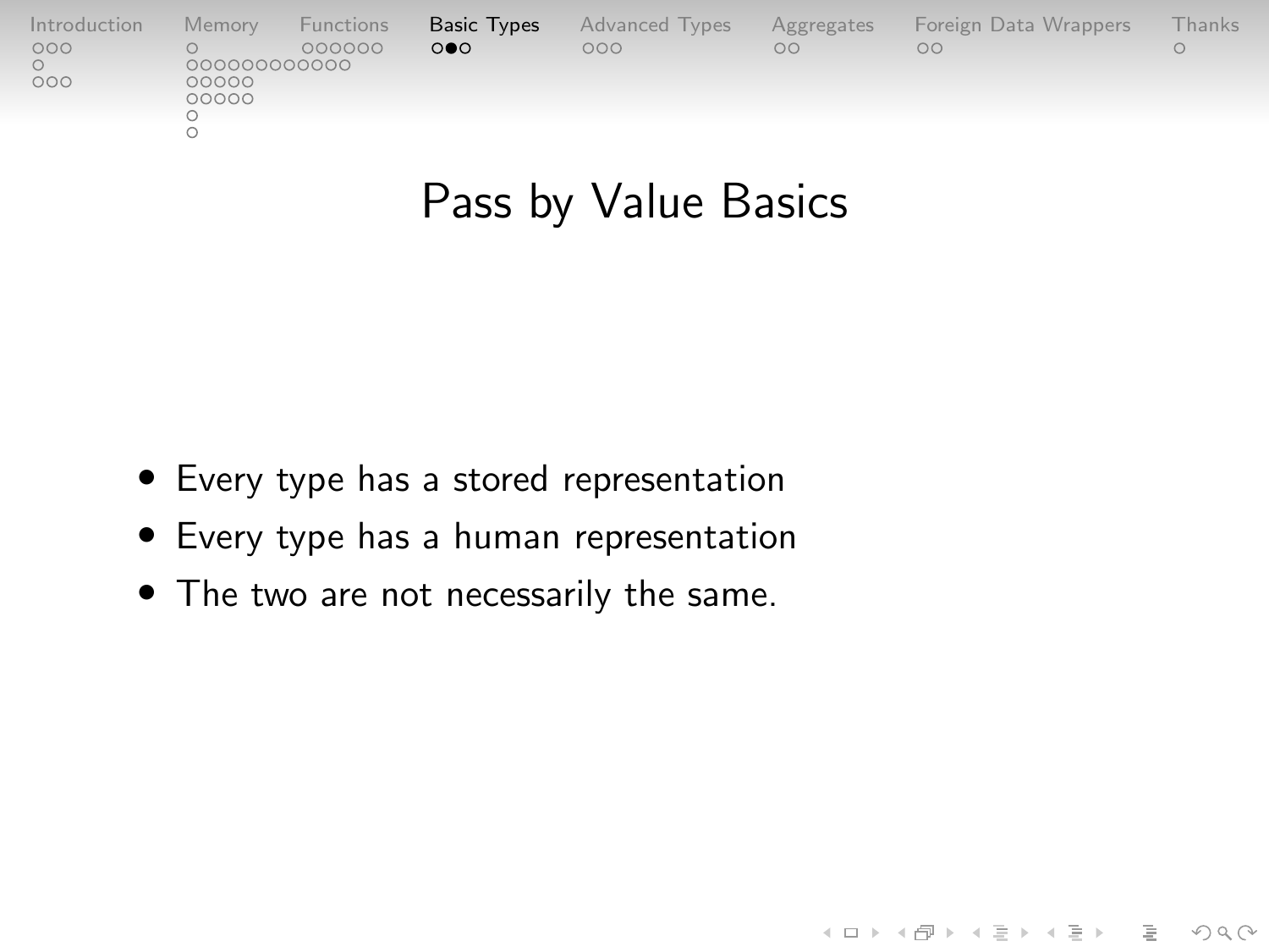# Pass by Value Basics

- Every type has a stored representation
- Every type has a human representation
- The two are not necessarily the same.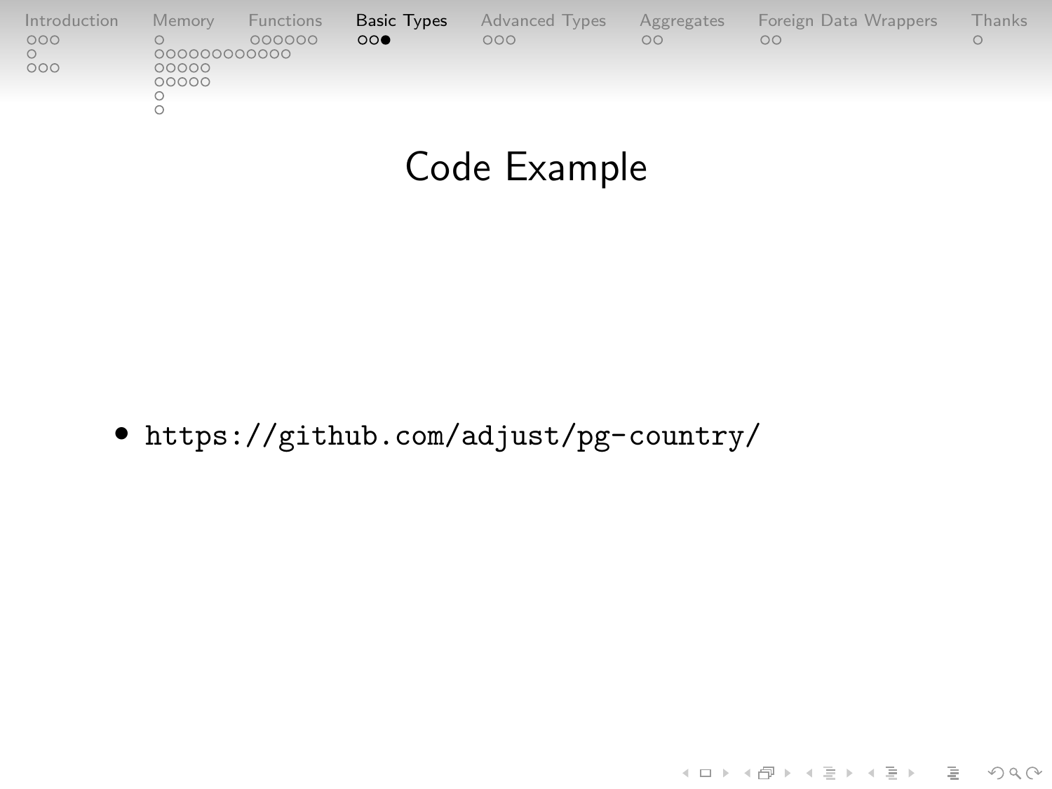# Code Example

- https://github.com/adjust/pg-country/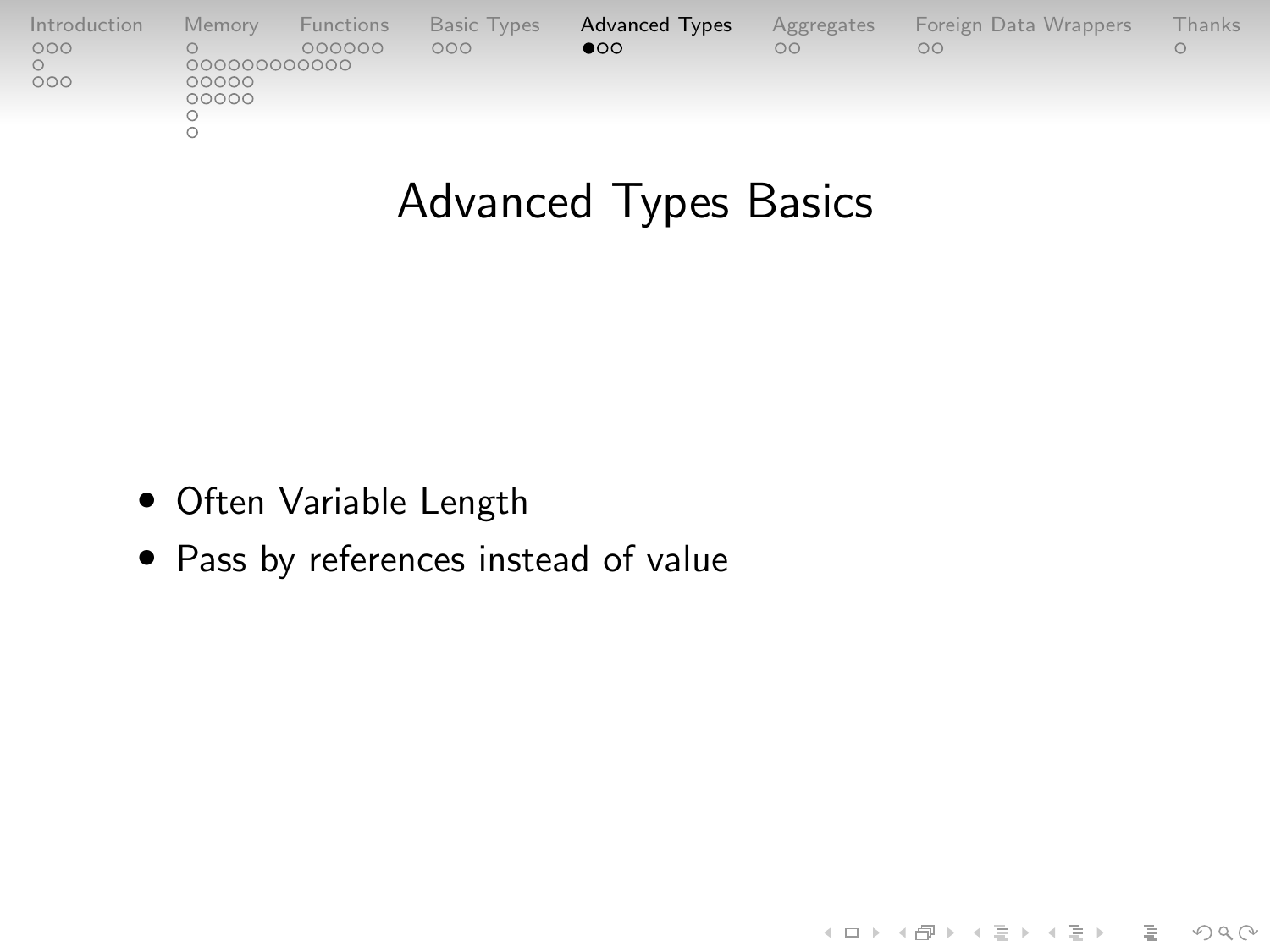# Advanced Types Basics

- Often Variable Length
- Pass by references instead of value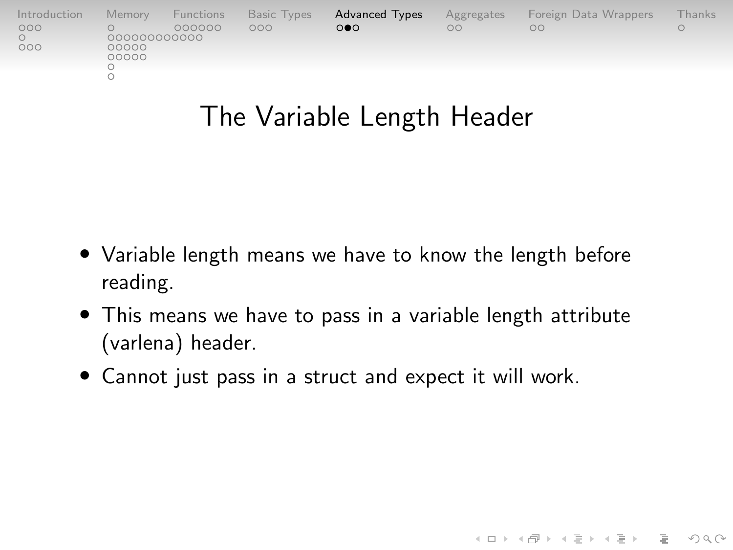# The Variable Length Header

- Variable length means we have to know the length before reading.
- This means we have to pass in a variable length attribute (varlena) header.
- Cannot just pass in a struct and expect it will work.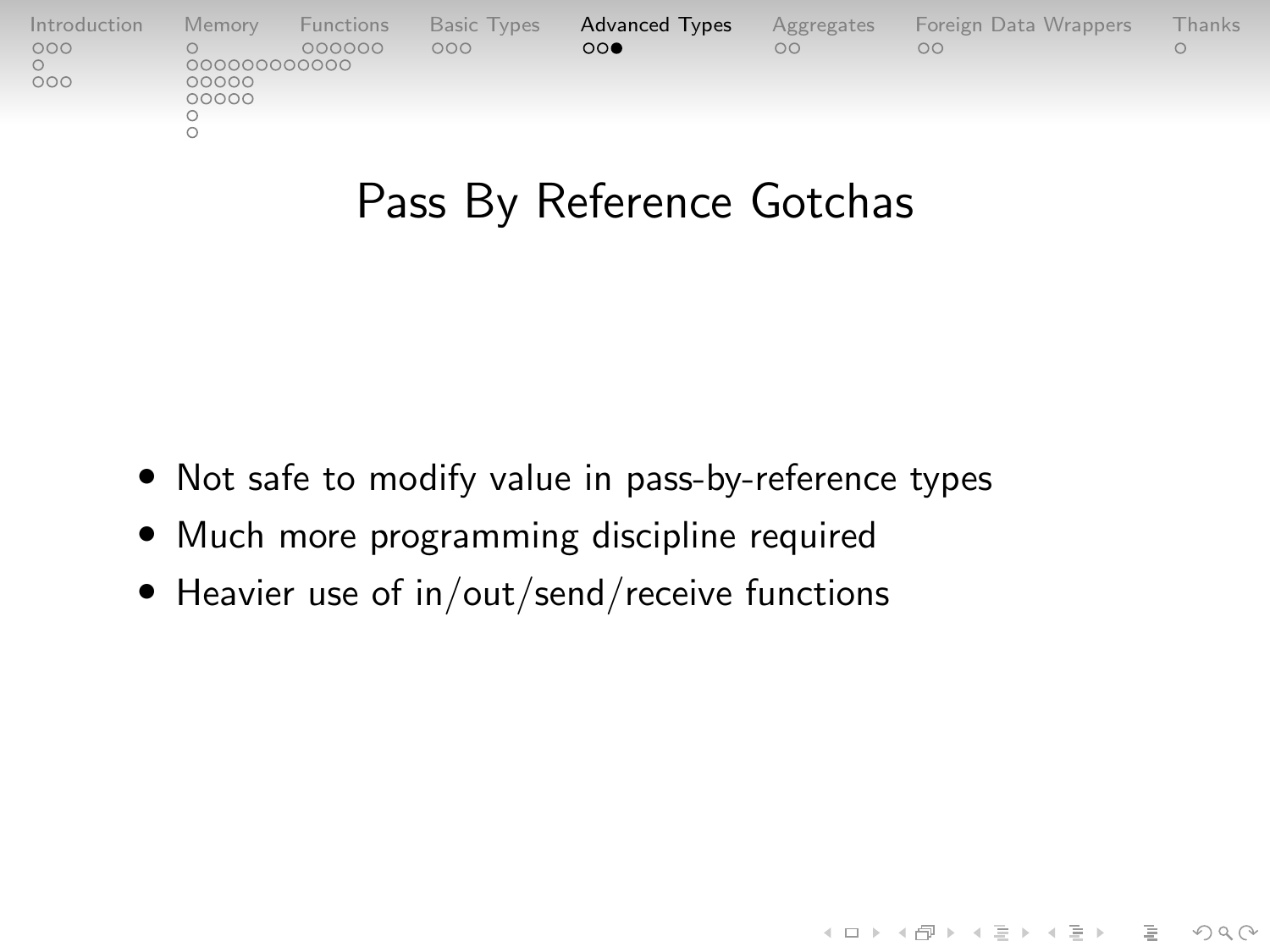# Pass By Reference Gotchas

- Not safe to modify value in pass-by-reference types
- Much more programming discipline required
- Heavier use of in/out/send/receive functions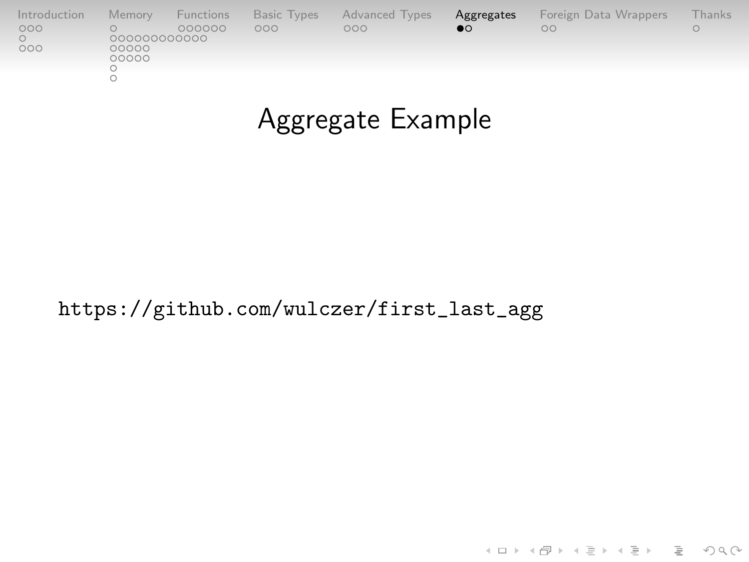# Aggregate Example

https://github.com/wulczer/first_last_agg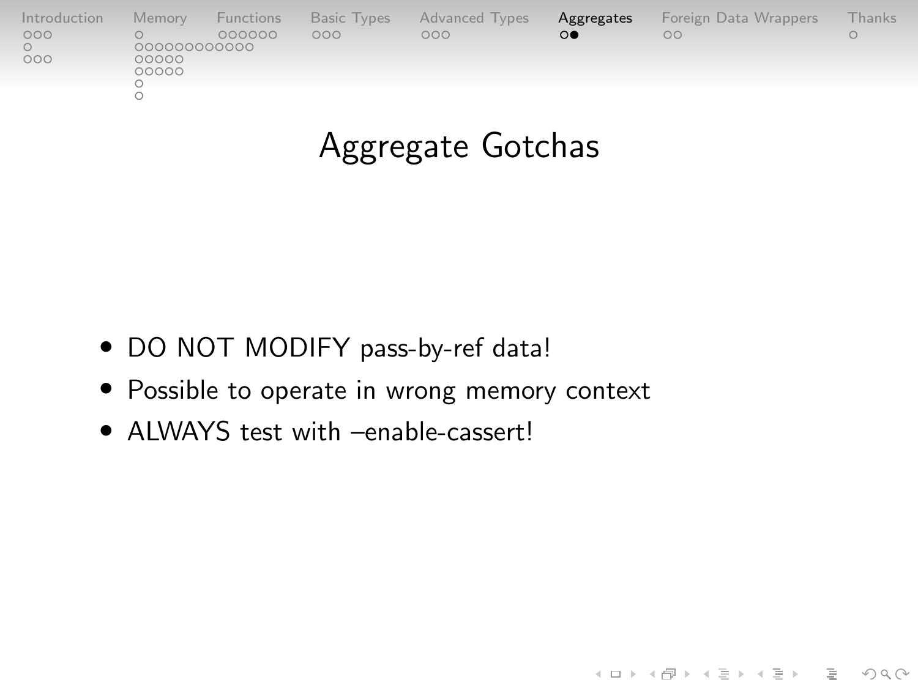# Aggregate Gotchas

- DO NOT MODIFY pass-by-ref data!
- Possible to operate in wrong memory context
- ALWAYS test with –enable-cassert!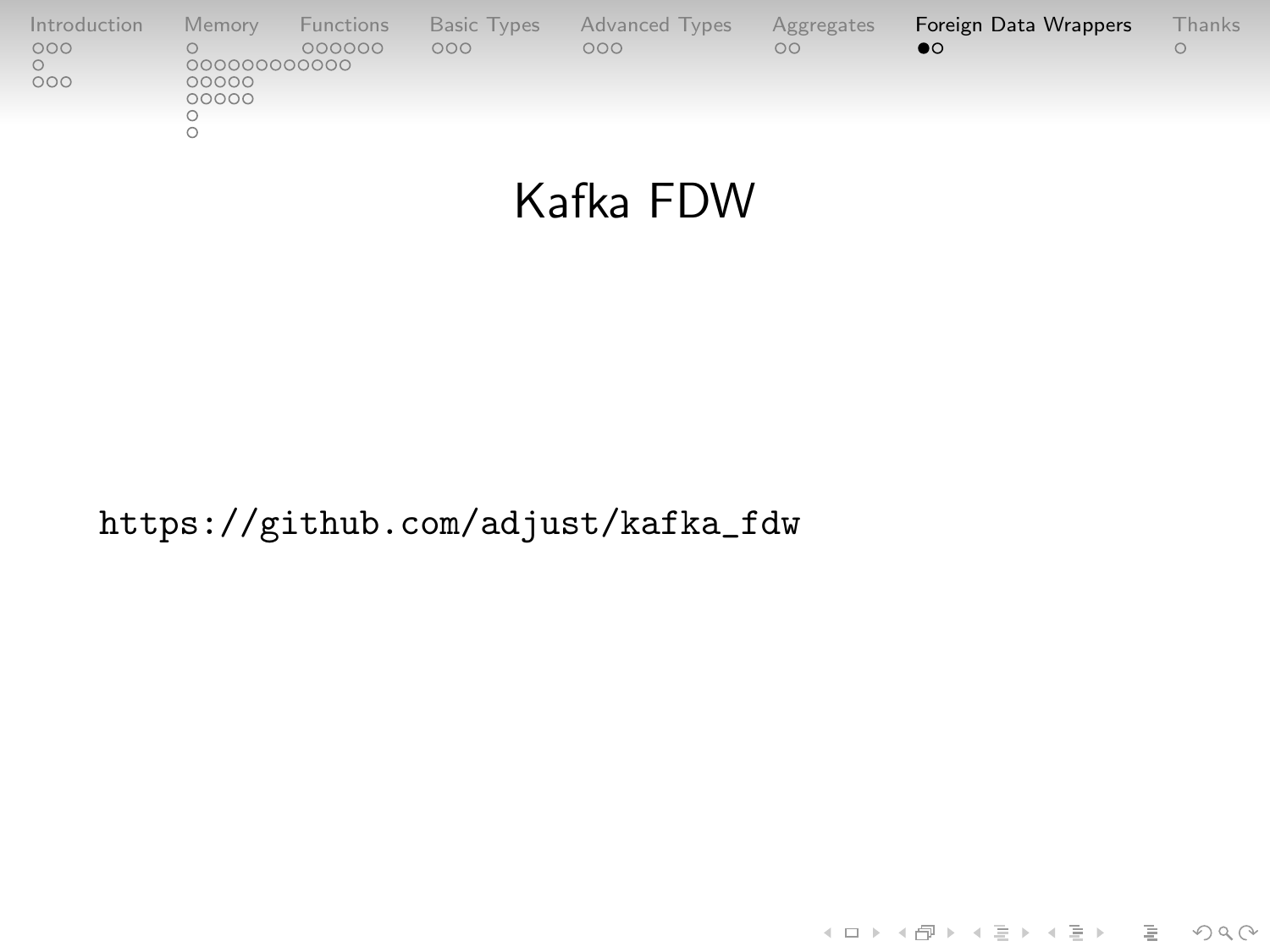# Kafka FDW

https://github.com/adjust/kafka_fdw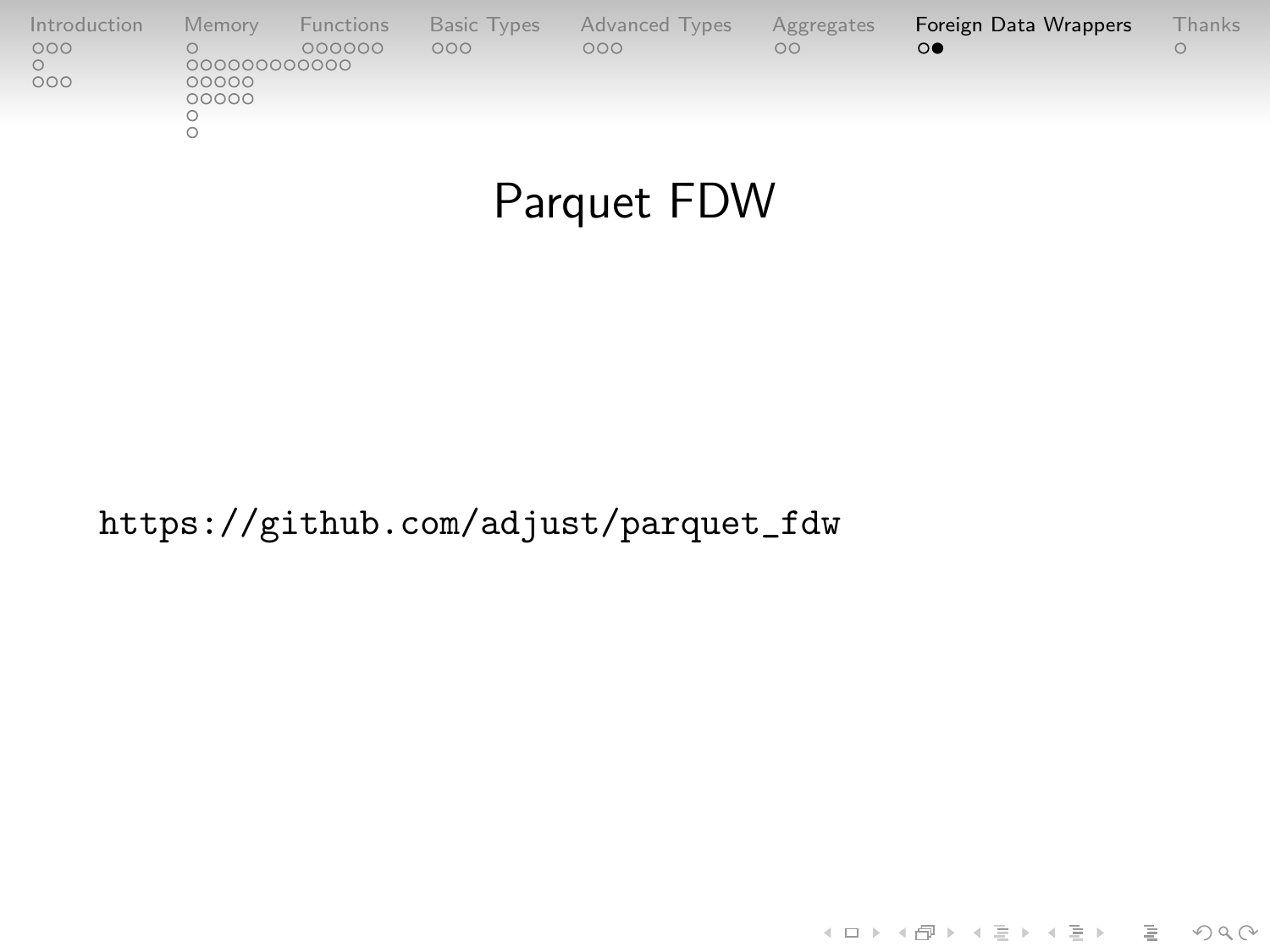# Parquet FDW

https://github.com/adjust/parquet_fdw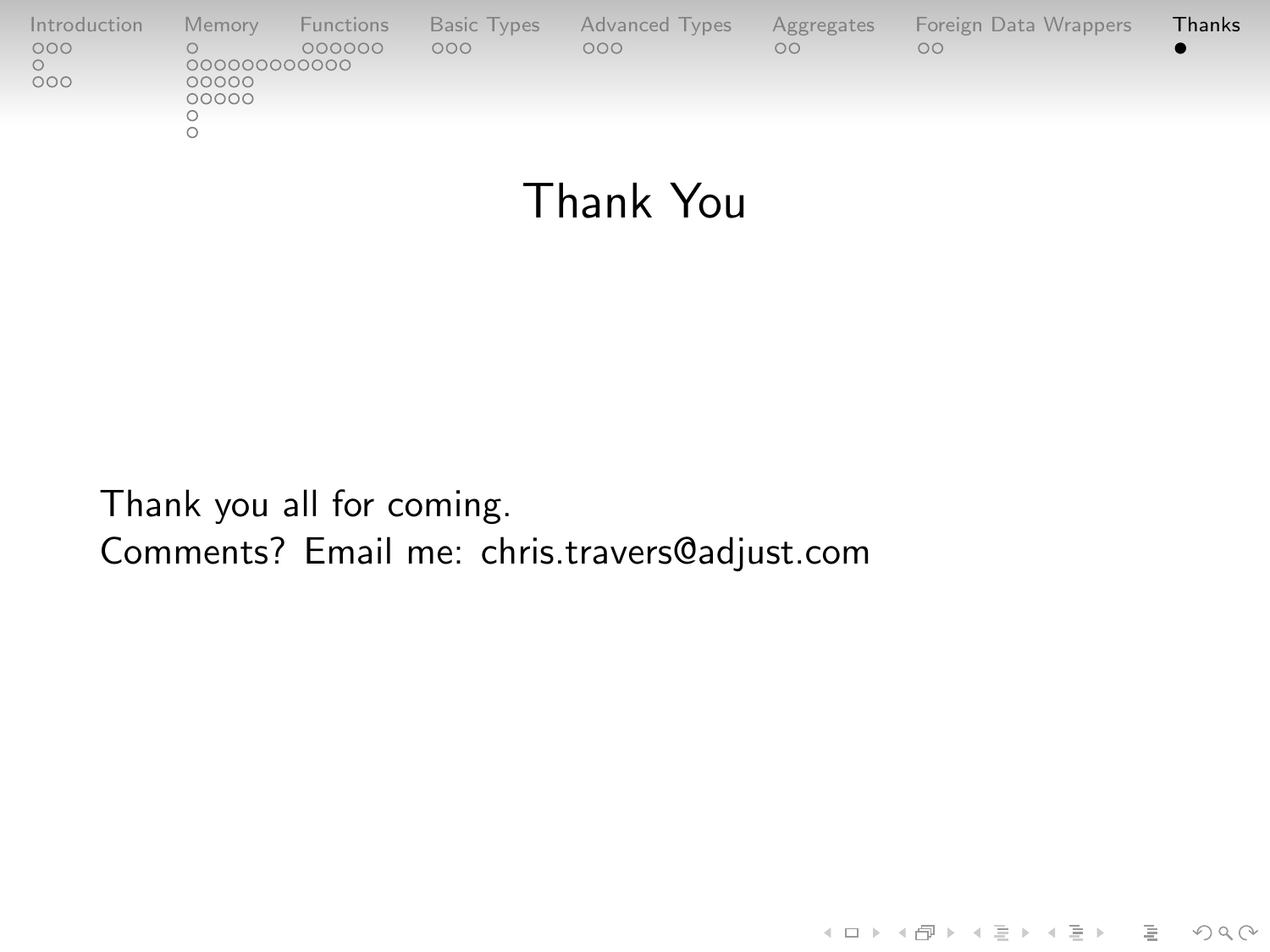# Thank You

Thank you all for coming.
Comments? Email me: chris.travers@adjust.com